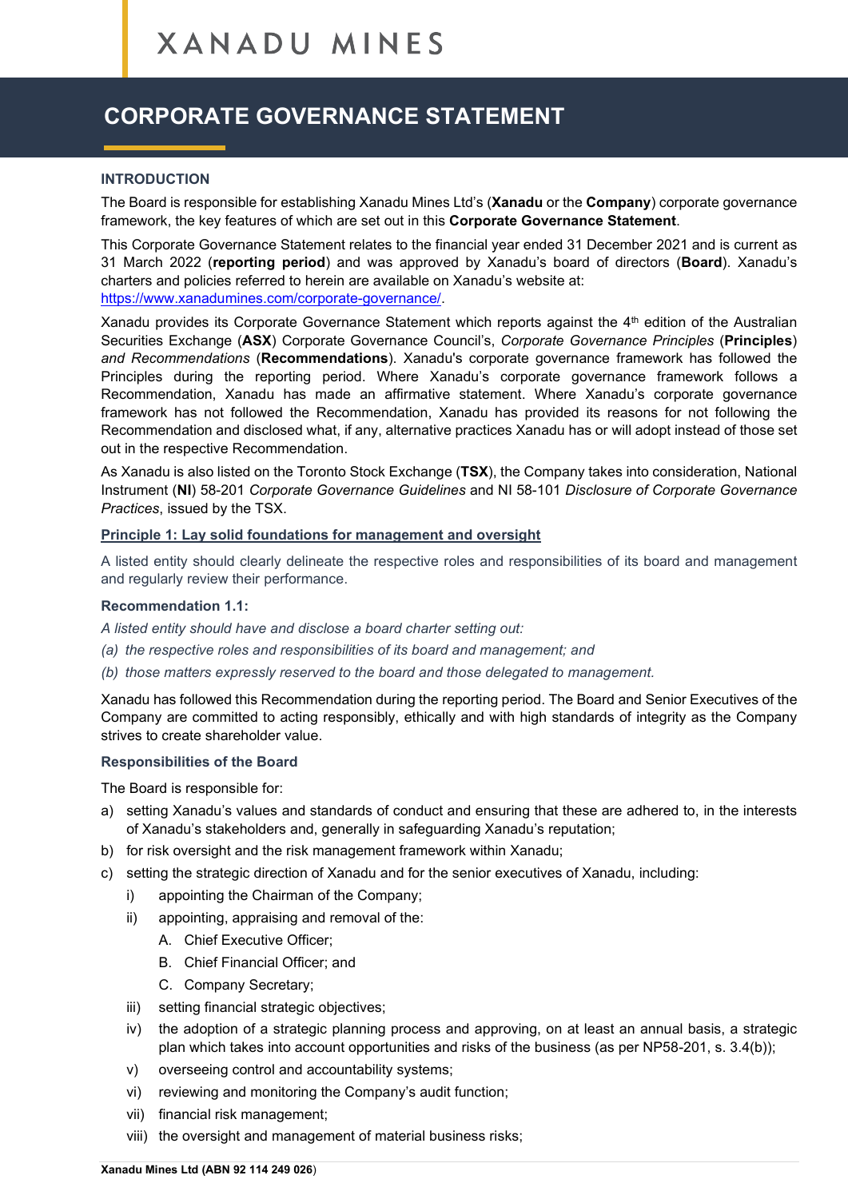XANADU MINES

# CORPORATE GOVERNANCE STATEMENT

## INTRODUCTION

The Board is responsible for establishing Xanadu Mines Ltd's (**Xanadu** or the **Company**) corporate governance framework, the key features of which are set out in this **Corporate Governance Statement**.

This Corporate Governance Statement relates to the financial year ended 31 December 2021 and is current as 31 March 2022 (**reporting period**) and was approved by Xanadu's board of directors (**Board**). Xanadu's charters and policies referred to herein are available on Xanadu's website at: https://www.xanadumines.com/corporate-governance/.

Xanadu provides its Corporate Governance Statement which reports against the 4th edition of the Australian Securities Exchange (**ASX**) Corporate Governance Council's, *Corporate Governance Principles* (**Principles**) *and Recommendations* (**Recommendations**). Xanadu's corporate governance framework has followed the Principles during the reporting period. Where Xanadu's corporate governance framework follows a Recommendation, Xanadu has made an affirmative statement. Where Xanadu's corporate governance framework has not followed the Recommendation, Xanadu has provided its reasons for not following the Recommendation and disclosed what, if any, alternative practices Xanadu has or will adopt instead of those set out in the respective Recommendation.

As Xanadu is also listed on the Toronto Stock Exchange (**TSX**), the Company takes into consideration, National Instrument (**NI**) 58-201 *Corporate Governance Guidelines* and NI 58-101 *Disclosure of Corporate Governance Practices*, issued by the TSX.

## Principle 1: Lay solid foundations for management and oversight

A listed entity should clearly delineate the respective roles and responsibilities of its board and management and regularly review their performance.

### Recommendation 1.1:

*A listed entity should have and disclose a board charter setting out:*

*(a) the respective roles and responsibilities of its board and management; and*

*(b) those matters expressly reserved to the board and those delegated to management.*

Xanadu has followed this Recommendation during the reporting period. The Board and Senior Executives of the Company are committed to acting responsibly, ethically and with high standards of integrity as the Company strives to create shareholder value.

### Responsibilities of the Board

The Board is responsible for:

a) setting Xanadu's values and standards of conduct and ensuring that these are adhered to, in the interests of Xanadu's stakeholders and, generally in safeguarding Xanadu's reputation;
b) for risk oversight and the risk management framework within Xanadu;
c) setting the strategic direction of Xanadu and for the senior executives of Xanadu, including:
    i) appointing the Chairman of the Company;
    ii) appointing, appraising and removal of the:
        A. Chief Executive Officer;
        B. Chief Financial Officer; and
        C. Company Secretary;
    iii) setting financial strategic objectives;
    iv) the adoption of a strategic planning process and approving, on at least an annual basis, a strategic plan which takes into account opportunities and risks of the business (as per NP58-201, s. 3.4(b));
    v) overseeing control and accountability systems;
    vi) reviewing and monitoring the Company's audit function;
    vii) financial risk management;
    viii) the oversight and management of material business risks;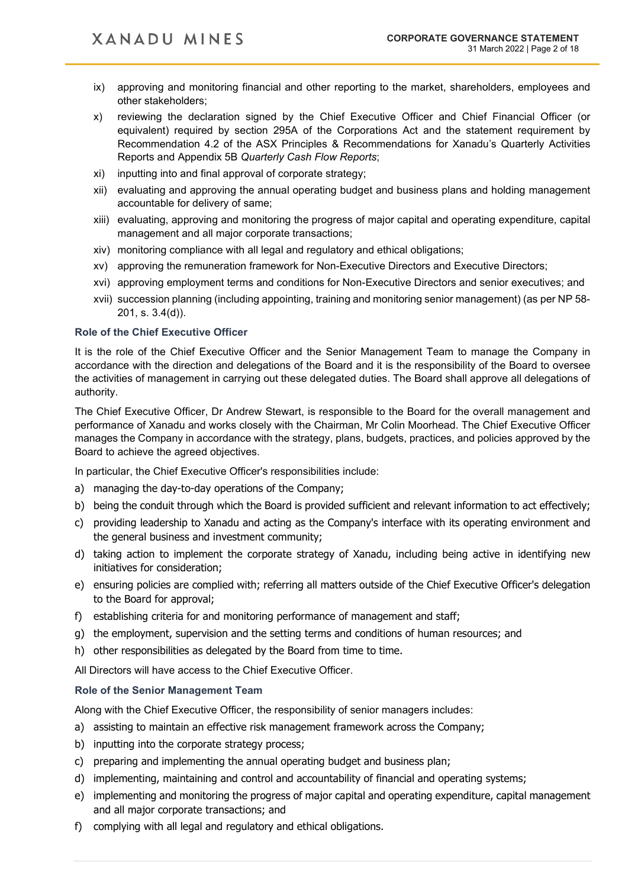ix) approving and monitoring financial and other reporting to the market, shareholders, employees and other stakeholders;

x) reviewing the declaration signed by the Chief Executive Officer and Chief Financial Officer (or equivalent) required by section 295A of the Corporations Act and the statement requirement by Recommendation 4.2 of the ASX Principles & Recommendations for Xanadu's Quarterly Activities Reports and Appendix 5B *Quarterly Cash Flow Reports*;

xi) inputting into and final approval of corporate strategy;

xii) evaluating and approving the annual operating budget and business plans and holding management accountable for delivery of same;

xiii) evaluating, approving and monitoring the progress of major capital and operating expenditure, capital management and all major corporate transactions;

xiv) monitoring compliance with all legal and regulatory and ethical obligations;

xv) approving the remuneration framework for Non-Executive Directors and Executive Directors;

xvi) approving employment terms and conditions for Non-Executive Directors and senior executives; and

xvii) succession planning (including appointing, training and monitoring senior management) (as per NP 58-201, s. 3.4(d)).

### Role of the Chief Executive Officer

It is the role of the Chief Executive Officer and the Senior Management Team to manage the Company in accordance with the direction and delegations of the Board and it is the responsibility of the Board to oversee the activities of management in carrying out these delegated duties. The Board shall approve all delegations of authority.

The Chief Executive Officer, Dr Andrew Stewart, is responsible to the Board for the overall management and performance of Xanadu and works closely with the Chairman, Mr Colin Moorhead. The Chief Executive Officer manages the Company in accordance with the strategy, plans, budgets, practices, and policies approved by the Board to achieve the agreed objectives.

In particular, the Chief Executive Officer's responsibilities include:

a) managing the day-to-day operations of the Company;

b) being the conduit through which the Board is provided sufficient and relevant information to act effectively;

c) providing leadership to Xanadu and acting as the Company's interface with its operating environment and the general business and investment community;

d) taking action to implement the corporate strategy of Xanadu, including being active in identifying new initiatives for consideration;

e) ensuring policies are complied with; referring all matters outside of the Chief Executive Officer's delegation to the Board for approval;

f) establishing criteria for and monitoring performance of management and staff;

g) the employment, supervision and the setting terms and conditions of human resources; and

h) other responsibilities as delegated by the Board from time to time.

All Directors will have access to the Chief Executive Officer.

### Role of the Senior Management Team

Along with the Chief Executive Officer, the responsibility of senior managers includes:

a) assisting to maintain an effective risk management framework across the Company;

b) inputting into the corporate strategy process;

c) preparing and implementing the annual operating budget and business plan;

d) implementing, maintaining and control and accountability of financial and operating systems;

e) implementing and monitoring the progress of major capital and operating expenditure, capital management and all major corporate transactions; and

f) complying with all legal and regulatory and ethical obligations.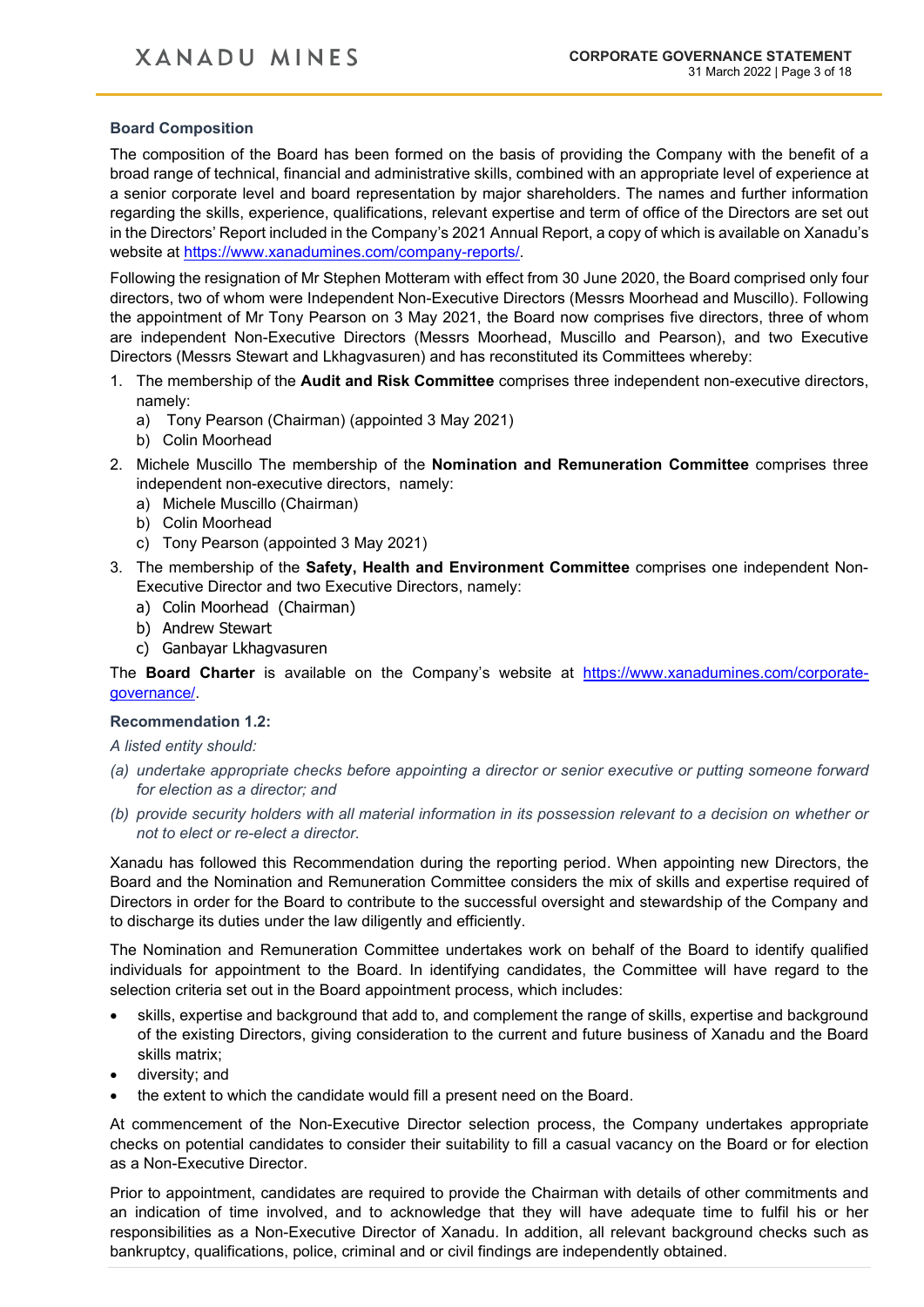### Board Composition

The composition of the Board has been formed on the basis of providing the Company with the benefit of a broad range of technical, financial and administrative skills, combined with an appropriate level of experience at a senior corporate level and board representation by major shareholders. The names and further information regarding the skills, experience, qualifications, relevant expertise and term of office of the Directors are set out in the Directors' Report included in the Company's 2021 Annual Report, a copy of which is available on Xanadu's website at https://www.xanadumines.com/company-reports/.

Following the resignation of Mr Stephen Motteram with effect from 30 June 2020, the Board comprised only four directors, two of whom were Independent Non-Executive Directors (Messrs Moorhead and Muscillo). Following the appointment of Mr Tony Pearson on 3 May 2021, the Board now comprises five directors, three of whom are independent Non-Executive Directors (Messrs Moorhead, Muscillo and Pearson), and two Executive Directors (Messrs Stewart and Lkhagvasuren) and has reconstituted its Committees whereby:

1. The membership of the **Audit and Risk Committee** comprises three independent non-executive directors, namely:
   a) Tony Pearson (Chairman) (appointed 3 May 2021)
   b) Colin Moorhead
2. Michele Muscillo The membership of the **Nomination and Remuneration Committee** comprises three independent non-executive directors, namely:
   a) Michele Muscillo (Chairman)
   b) Colin Moorhead
   c) Tony Pearson (appointed 3 May 2021)
3. The membership of the **Safety, Health and Environment Committee** comprises one independent Non-Executive Director and two Executive Directors, namely:
   a) Colin Moorhead (Chairman)
   b) Andrew Stewart
   c) Ganbayar Lkhagvasuren

The **Board Charter** is available on the Company's website at https://www.xanadumines.com/corporate-governance/.

### Recommendation 1.2:

*A listed entity should:*

*(a) undertake appropriate checks before appointing a director or senior executive or putting someone forward for election as a director; and*

*(b) provide security holders with all material information in its possession relevant to a decision on whether or not to elect or re-elect a director.*

Xanadu has followed this Recommendation during the reporting period. When appointing new Directors, the Board and the Nomination and Remuneration Committee considers the mix of skills and expertise required of Directors in order for the Board to contribute to the successful oversight and stewardship of the Company and to discharge its duties under the law diligently and efficiently.

The Nomination and Remuneration Committee undertakes work on behalf of the Board to identify qualified individuals for appointment to the Board. In identifying candidates, the Committee will have regard to the selection criteria set out in the Board appointment process, which includes:

- skills, expertise and background that add to, and complement the range of skills, expertise and background of the existing Directors, giving consideration to the current and future business of Xanadu and the Board skills matrix;
- diversity; and
- the extent to which the candidate would fill a present need on the Board.

At commencement of the Non-Executive Director selection process, the Company undertakes appropriate checks on potential candidates to consider their suitability to fill a casual vacancy on the Board or for election as a Non-Executive Director.

Prior to appointment, candidates are required to provide the Chairman with details of other commitments and an indication of time involved, and to acknowledge that they will have adequate time to fulfil his or her responsibilities as a Non-Executive Director of Xanadu. In addition, all relevant background checks such as bankruptcy, qualifications, police, criminal and or civil findings are independently obtained.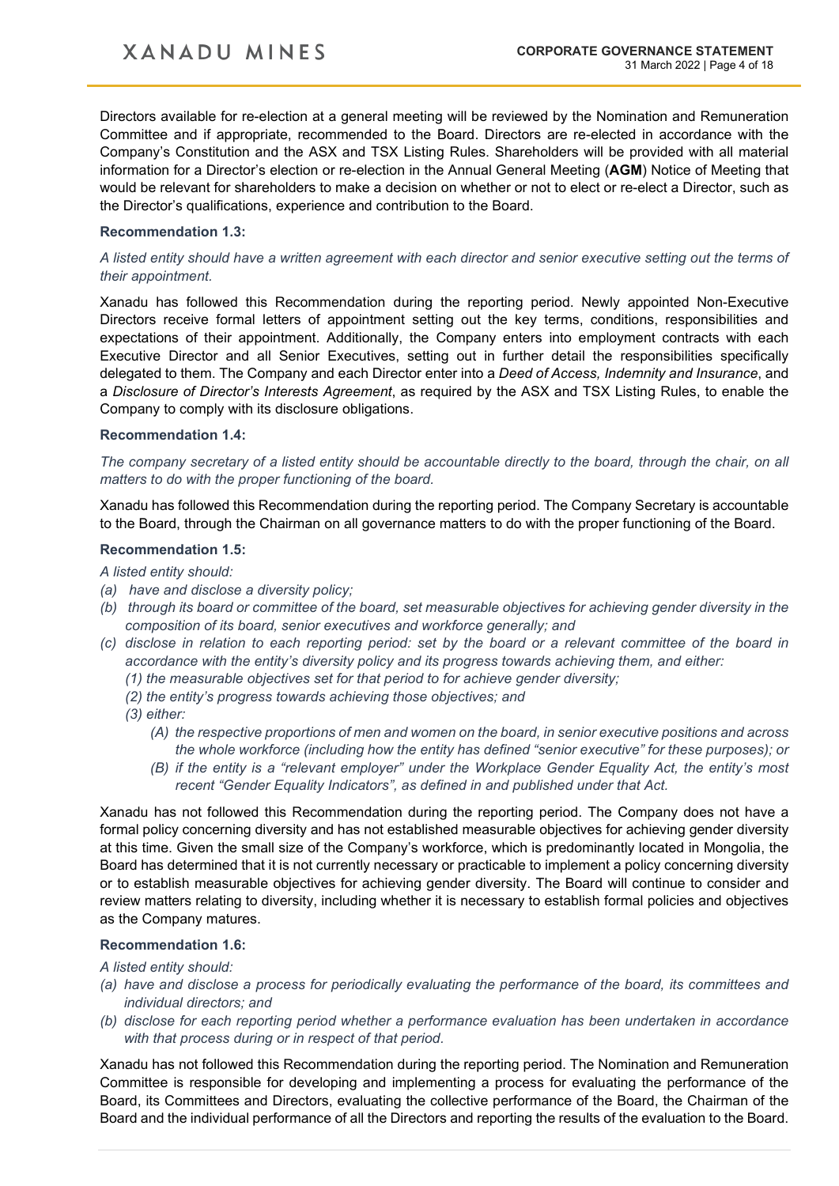Directors available for re-election at a general meeting will be reviewed by the Nomination and Remuneration Committee and if appropriate, recommended to the Board. Directors are re-elected in accordance with the Company's Constitution and the ASX and TSX Listing Rules. Shareholders will be provided with all material information for a Director's election or re-election in the Annual General Meeting (**AGM**) Notice of Meeting that would be relevant for shareholders to make a decision on whether or not to elect or re-elect a Director, such as the Director's qualifications, experience and contribution to the Board.

### Recommendation 1.3:

*A listed entity should have a written agreement with each director and senior executive setting out the terms of their appointment.*

Xanadu has followed this Recommendation during the reporting period. Newly appointed Non-Executive Directors receive formal letters of appointment setting out the key terms, conditions, responsibilities and expectations of their appointment. Additionally, the Company enters into employment contracts with each Executive Director and all Senior Executives, setting out in further detail the responsibilities specifically delegated to them. The Company and each Director enter into a *Deed of Access, Indemnity and Insurance*, and a *Disclosure of Director's Interests Agreement*, as required by the ASX and TSX Listing Rules, to enable the Company to comply with its disclosure obligations.

### Recommendation 1.4:

*The company secretary of a listed entity should be accountable directly to the board, through the chair, on all matters to do with the proper functioning of the board.*

Xanadu has followed this Recommendation during the reporting period. The Company Secretary is accountable to the Board, through the Chairman on all governance matters to do with the proper functioning of the Board.

### Recommendation 1.5:

*A listed entity should:*

*(a) have and disclose a diversity policy;*

*(b) through its board or committee of the board, set measurable objectives for achieving gender diversity in the composition of its board, senior executives and workforce generally; and*

*(c) disclose in relation to each reporting period: set by the board or a relevant committee of the board in accordance with the entity's diversity policy and its progress towards achieving them, and either:*

*(1) the measurable objectives set for that period to for achieve gender diversity;*

*(2) the entity's progress towards achieving those objectives; and*

*(3) either:*

*(A) the respective proportions of men and women on the board, in senior executive positions and across the whole workforce (including how the entity has defined "senior executive" for these purposes); or*

*(B) if the entity is a "relevant employer" under the Workplace Gender Equality Act, the entity's most recent "Gender Equality Indicators", as defined in and published under that Act.*

Xanadu has not followed this Recommendation during the reporting period. The Company does not have a formal policy concerning diversity and has not established measurable objectives for achieving gender diversity at this time. Given the small size of the Company's workforce, which is predominantly located in Mongolia, the Board has determined that it is not currently necessary or practicable to implement a policy concerning diversity or to establish measurable objectives for achieving gender diversity. The Board will continue to consider and review matters relating to diversity, including whether it is necessary to establish formal policies and objectives as the Company matures.

### Recommendation 1.6:

*A listed entity should:*

*(a) have and disclose a process for periodically evaluating the performance of the board, its committees and individual directors; and*

*(b) disclose for each reporting period whether a performance evaluation has been undertaken in accordance with that process during or in respect of that period.*

Xanadu has not followed this Recommendation during the reporting period. The Nomination and Remuneration Committee is responsible for developing and implementing a process for evaluating the performance of the Board, its Committees and Directors, evaluating the collective performance of the Board, the Chairman of the Board and the individual performance of all the Directors and reporting the results of the evaluation to the Board.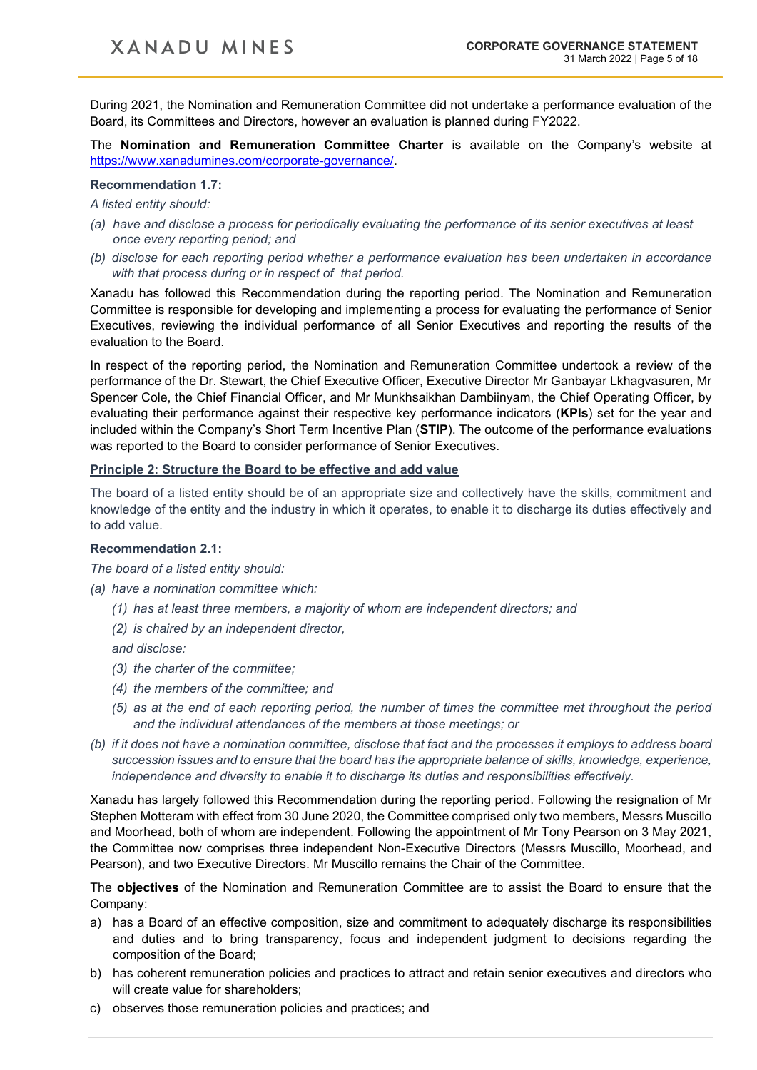During 2021, the Nomination and Remuneration Committee did not undertake a performance evaluation of the Board, its Committees and Directors, however an evaluation is planned during FY2022.

The **Nomination and Remuneration Committee Charter** is available on the Company's website at https://www.xanadumines.com/corporate-governance/.

**Recommendation 1.7:**

*A listed entity should:*

*(a) have and disclose a process for periodically evaluating the performance of its senior executives at least once every reporting period; and*

*(b) disclose for each reporting period whether a performance evaluation has been undertaken in accordance with that process during or in respect of that period.*

Xanadu has followed this Recommendation during the reporting period. The Nomination and Remuneration Committee is responsible for developing and implementing a process for evaluating the performance of Senior Executives, reviewing the individual performance of all Senior Executives and reporting the results of the evaluation to the Board.

In respect of the reporting period, the Nomination and Remuneration Committee undertook a review of the performance of the Dr. Stewart, the Chief Executive Officer, Executive Director Mr Ganbayar Lkhagvasuren, Mr Spencer Cole, the Chief Financial Officer, and Mr Munkhsaikhan Dambiinyam, the Chief Operating Officer, by evaluating their performance against their respective key performance indicators (**KPIs**) set for the year and included within the Company's Short Term Incentive Plan (**STIP**). The outcome of the performance evaluations was reported to the Board to consider performance of Senior Executives.

## Principle 2: Structure the Board to be effective and add value

The board of a listed entity should be of an appropriate size and collectively have the skills, commitment and knowledge of the entity and the industry in which it operates, to enable it to discharge its duties effectively and to add value.

**Recommendation 2.1:**

*The board of a listed entity should:*

*(a) have a nomination committee which:*

*(1) has at least three members, a majority of whom are independent directors; and*

*(2) is chaired by an independent director,*

*and disclose:*

*(3) the charter of the committee;*

*(4) the members of the committee; and*

*(5) as at the end of each reporting period, the number of times the committee met throughout the period and the individual attendances of the members at those meetings; or*

*(b) if it does not have a nomination committee, disclose that fact and the processes it employs to address board succession issues and to ensure that the board has the appropriate balance of skills, knowledge, experience, independence and diversity to enable it to discharge its duties and responsibilities effectively.*

Xanadu has largely followed this Recommendation during the reporting period. Following the resignation of Mr Stephen Motteram with effect from 30 June 2020, the Committee comprised only two members, Messrs Muscillo and Moorhead, both of whom are independent. Following the appointment of Mr Tony Pearson on 3 May 2021, the Committee now comprises three independent Non-Executive Directors (Messrs Muscillo, Moorhead, and Pearson), and two Executive Directors. Mr Muscillo remains the Chair of the Committee.

The **objectives** of the Nomination and Remuneration Committee are to assist the Board to ensure that the Company:

a) has a Board of an effective composition, size and commitment to adequately discharge its responsibilities and duties and to bring transparency, focus and independent judgment to decisions regarding the composition of the Board;

b) has coherent remuneration policies and practices to attract and retain senior executives and directors who will create value for shareholders;

c) observes those remuneration policies and practices; and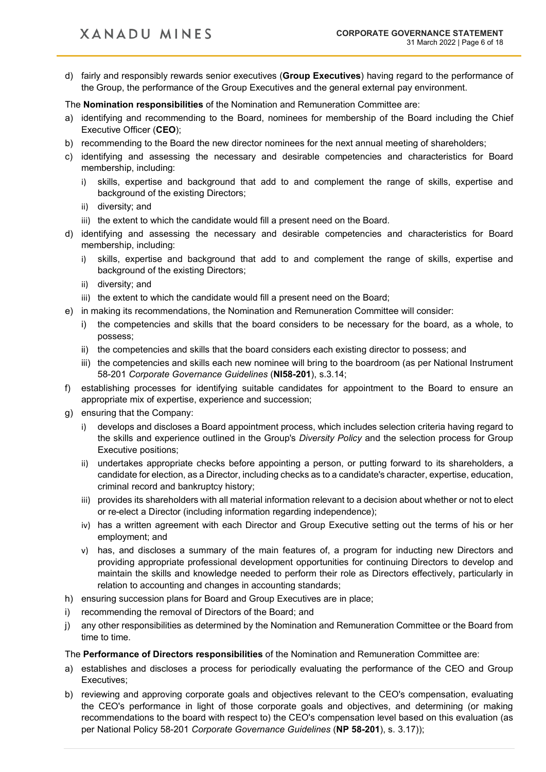d) fairly and responsibly rewards senior executives (**Group Executives**) having regard to the performance of the Group, the performance of the Group Executives and the general external pay environment.

The **Nomination responsibilities** of the Nomination and Remuneration Committee are:

a) identifying and recommending to the Board, nominees for membership of the Board including the Chief Executive Officer (**CEO**);
b) recommending to the Board the new director nominees for the next annual meeting of shareholders;
c) identifying and assessing the necessary and desirable competencies and characteristics for Board membership, including:
   i) skills, expertise and background that add to and complement the range of skills, expertise and background of the existing Directors;
   ii) diversity; and
   iii) the extent to which the candidate would fill a present need on the Board.
d) identifying and assessing the necessary and desirable competencies and characteristics for Board membership, including:
   i) skills, expertise and background that add to and complement the range of skills, expertise and background of the existing Directors;
   ii) diversity; and
   iii) the extent to which the candidate would fill a present need on the Board;
e) in making its recommendations, the Nomination and Remuneration Committee will consider:
   i) the competencies and skills that the board considers to be necessary for the board, as a whole, to possess;
   ii) the competencies and skills that the board considers each existing director to possess; and
   iii) the competencies and skills each new nominee will bring to the boardroom (as per National Instrument 58-201 *Corporate Governance Guidelines* (**NI58-201**), s.3.14;
f) establishing processes for identifying suitable candidates for appointment to the Board to ensure an appropriate mix of expertise, experience and succession;
g) ensuring that the Company:
   i) develops and discloses a Board appointment process, which includes selection criteria having regard to the skills and experience outlined in the Group's *Diversity Policy* and the selection process for Group Executive positions;
   ii) undertakes appropriate checks before appointing a person, or putting forward to its shareholders, a candidate for election, as a Director, including checks as to a candidate's character, expertise, education, criminal record and bankruptcy history;
   iii) provides its shareholders with all material information relevant to a decision about whether or not to elect or re-elect a Director (including information regarding independence);
   iv) has a written agreement with each Director and Group Executive setting out the terms of his or her employment; and
   v) has, and discloses a summary of the main features of, a program for inducting new Directors and providing appropriate professional development opportunities for continuing Directors to develop and maintain the skills and knowledge needed to perform their role as Directors effectively, particularly in relation to accounting and changes in accounting standards;
h) ensuring succession plans for Board and Group Executives are in place;
i) recommending the removal of Directors of the Board; and
j) any other responsibilities as determined by the Nomination and Remuneration Committee or the Board from time to time.

The **Performance of Directors responsibilities** of the Nomination and Remuneration Committee are:

a) establishes and discloses a process for periodically evaluating the performance of the CEO and Group Executives;
b) reviewing and approving corporate goals and objectives relevant to the CEO's compensation, evaluating the CEO's performance in light of those corporate goals and objectives, and determining (or making recommendations to the board with respect to) the CEO's compensation level based on this evaluation (as per National Policy 58-201 *Corporate Governance Guidelines* (**NP 58-201**), s. 3.17));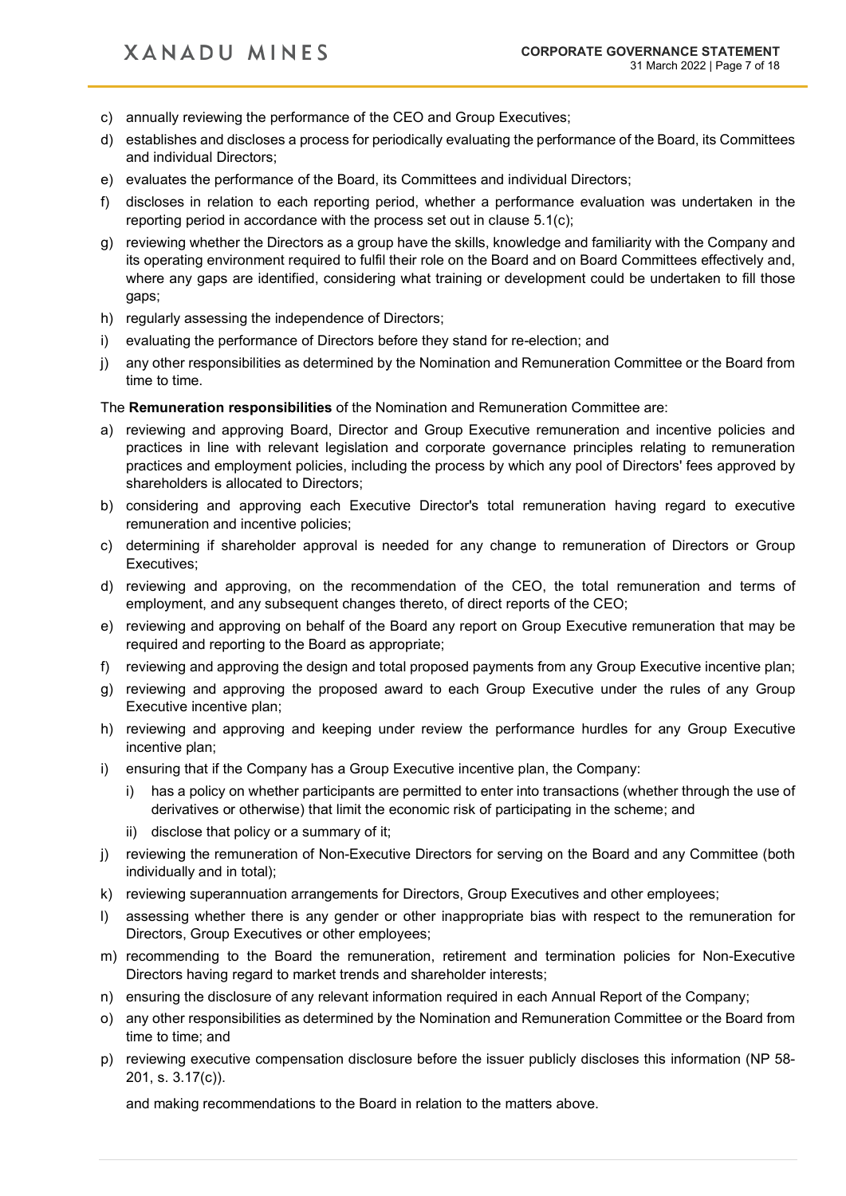c) annually reviewing the performance of the CEO and Group Executives;

d) establishes and discloses a process for periodically evaluating the performance of the Board, its Committees and individual Directors;

e) evaluates the performance of the Board, its Committees and individual Directors;

f) discloses in relation to each reporting period, whether a performance evaluation was undertaken in the reporting period in accordance with the process set out in clause 5.1(c);

g) reviewing whether the Directors as a group have the skills, knowledge and familiarity with the Company and its operating environment required to fulfil their role on the Board and on Board Committees effectively and, where any gaps are identified, considering what training or development could be undertaken to fill those gaps;

h) regularly assessing the independence of Directors;

i) evaluating the performance of Directors before they stand for re-election; and

j) any other responsibilities as determined by the Nomination and Remuneration Committee or the Board from time to time.

The **Remuneration responsibilities** of the Nomination and Remuneration Committee are:

a) reviewing and approving Board, Director and Group Executive remuneration and incentive policies and practices in line with relevant legislation and corporate governance principles relating to remuneration practices and employment policies, including the process by which any pool of Directors' fees approved by shareholders is allocated to Directors;

b) considering and approving each Executive Director's total remuneration having regard to executive remuneration and incentive policies;

c) determining if shareholder approval is needed for any change to remuneration of Directors or Group Executives;

d) reviewing and approving, on the recommendation of the CEO, the total remuneration and terms of employment, and any subsequent changes thereto, of direct reports of the CEO;

e) reviewing and approving on behalf of the Board any report on Group Executive remuneration that may be required and reporting to the Board as appropriate;

f) reviewing and approving the design and total proposed payments from any Group Executive incentive plan;

g) reviewing and approving the proposed award to each Group Executive under the rules of any Group Executive incentive plan;

h) reviewing and approving and keeping under review the performance hurdles for any Group Executive incentive plan;

i) ensuring that if the Company has a Group Executive incentive plan, the Company:
   
   i) has a policy on whether participants are permitted to enter into transactions (whether through the use of derivatives or otherwise) that limit the economic risk of participating in the scheme; and
   
   ii) disclose that policy or a summary of it;

j) reviewing the remuneration of Non-Executive Directors for serving on the Board and any Committee (both individually and in total);

k) reviewing superannuation arrangements for Directors, Group Executives and other employees;

l) assessing whether there is any gender or other inappropriate bias with respect to the remuneration for Directors, Group Executives or other employees;

m) recommending to the Board the remuneration, retirement and termination policies for Non-Executive Directors having regard to market trends and shareholder interests;

n) ensuring the disclosure of any relevant information required in each Annual Report of the Company;

o) any other responsibilities as determined by the Nomination and Remuneration Committee or the Board from time to time; and

p) reviewing executive compensation disclosure before the issuer publicly discloses this information (NP 58-201, s. 3.17(c)).

and making recommendations to the Board in relation to the matters above.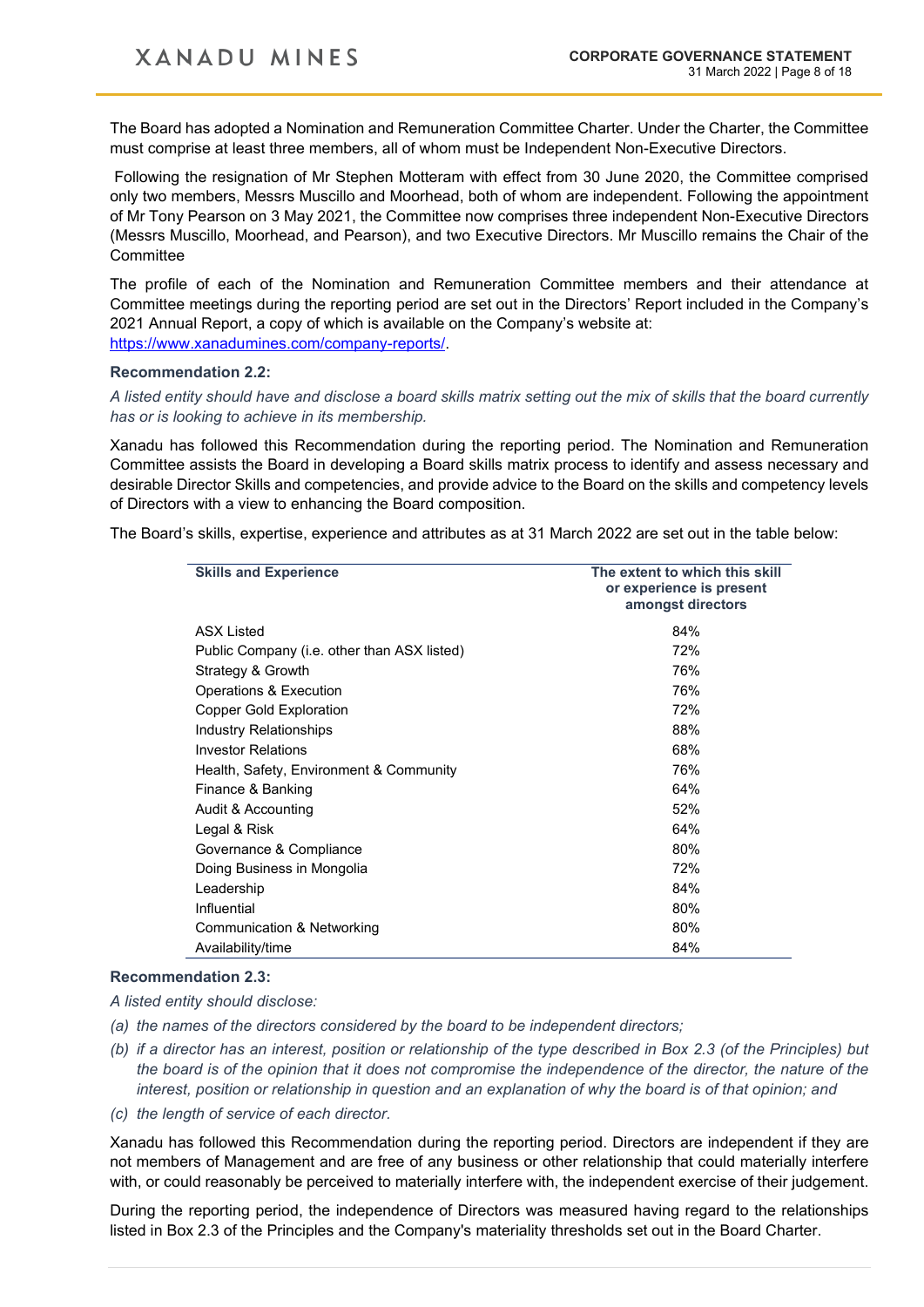The Board has adopted a Nomination and Remuneration Committee Charter. Under the Charter, the Committee must comprise at least three members, all of whom must be Independent Non-Executive Directors.

Following the resignation of Mr Stephen Motteram with effect from 30 June 2020, the Committee comprised only two members, Messrs Muscillo and Moorhead, both of whom are independent. Following the appointment of Mr Tony Pearson on 3 May 2021, the Committee now comprises three independent Non-Executive Directors (Messrs Muscillo, Moorhead, and Pearson), and two Executive Directors. Mr Muscillo remains the Chair of the Committee

The profile of each of the Nomination and Remuneration Committee members and their attendance at Committee meetings during the reporting period are set out in the Directors' Report included in the Company's 2021 Annual Report, a copy of which is available on the Company's website at: https://www.xanadumines.com/company-reports/.

### Recommendation 2.2:

*A listed entity should have and disclose a board skills matrix setting out the mix of skills that the board currently has or is looking to achieve in its membership.*

Xanadu has followed this Recommendation during the reporting period. The Nomination and Remuneration Committee assists the Board in developing a Board skills matrix process to identify and assess necessary and desirable Director Skills and competencies, and provide advice to the Board on the skills and competency levels of Directors with a view to enhancing the Board composition.

The Board's skills, expertise, experience and attributes as at 31 March 2022 are set out in the table below:

| Skills and Experience | The extent to which this skill or experience is present amongst directors |
|---|---|
| ASX Listed | 84% |
| Public Company (i.e. other than ASX listed) | 72% |
| Strategy & Growth | 76% |
| Operations & Execution | 76% |
| Copper Gold Exploration | 72% |
| Industry Relationships | 88% |
| Investor Relations | 68% |
| Health, Safety, Environment & Community | 76% |
| Finance & Banking | 64% |
| Audit & Accounting | 52% |
| Legal & Risk | 64% |
| Governance & Compliance | 80% |
| Doing Business in Mongolia | 72% |
| Leadership | 84% |
| Influential | 80% |
| Communication & Networking | 80% |
| Availability/time | 84% |

### Recommendation 2.3:

*A listed entity should disclose:*

*(a) the names of the directors considered by the board to be independent directors;*

*(b) if a director has an interest, position or relationship of the type described in Box 2.3 (of the Principles) but the board is of the opinion that it does not compromise the independence of the director, the nature of the interest, position or relationship in question and an explanation of why the board is of that opinion; and*

*(c) the length of service of each director.*

Xanadu has followed this Recommendation during the reporting period. Directors are independent if they are not members of Management and are free of any business or other relationship that could materially interfere with, or could reasonably be perceived to materially interfere with, the independent exercise of their judgement.

During the reporting period, the independence of Directors was measured having regard to the relationships listed in Box 2.3 of the Principles and the Company's materiality thresholds set out in the Board Charter.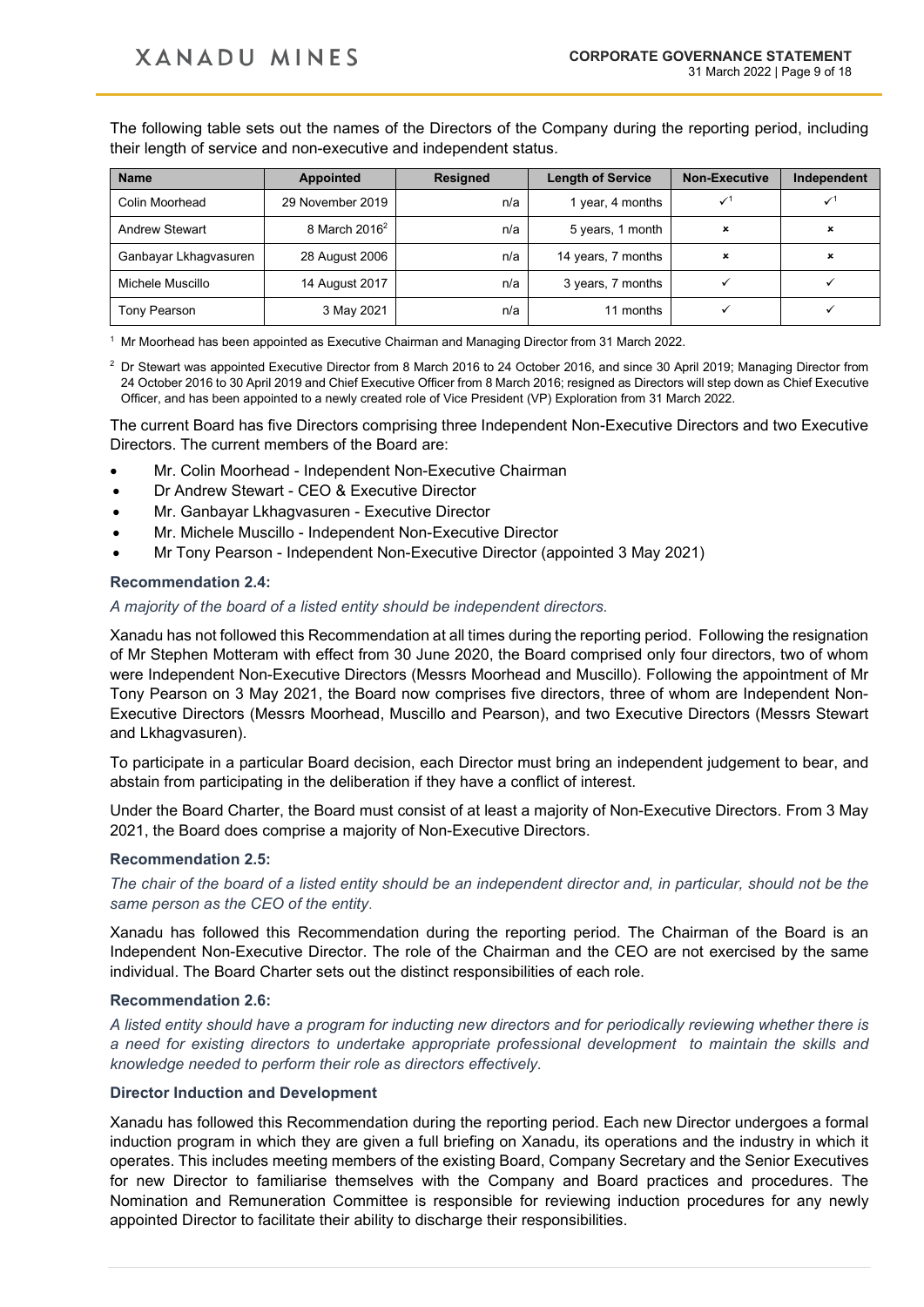The following table sets out the names of the Directors of the Company during the reporting period, including their length of service and non-executive and independent status.

| Name | Appointed | Resigned | Length of Service | Non-Executive | Independent |
|---|---|---|---|---|---|
| Colin Moorhead | 29 November 2019 | n/a | 1 year, 4 months | ✓[1] | ✓[1] |
| Andrew Stewart | 8 March 2016[2] | n/a | 5 years, 1 month | × | × |
| Ganbayar Lkhagvasuren | 28 August 2006 | n/a | 14 years, 7 months | × | × |
| Michele Muscillo | 14 August 2017 | n/a | 3 years, 7 months | ✓ | ✓ |
| Tony Pearson | 3 May 2021 | n/a | 11 months | ✓ | ✓ |

[1] Mr Moorhead has been appointed as Executive Chairman and Managing Director from 31 March 2022.

[2] Dr Stewart was appointed Executive Director from 8 March 2016 to 24 October 2016, and since 30 April 2019; Managing Director from 24 October 2016 to 30 April 2019 and Chief Executive Officer from 8 March 2016; resigned as Directors will step down as Chief Executive Officer, and has been appointed to a newly created role of Vice President (VP) Exploration from 31 March 2022.

The current Board has five Directors comprising three Independent Non-Executive Directors and two Executive Directors. The current members of the Board are:

- Mr. Colin Moorhead - Independent Non-Executive Chairman
- Dr Andrew Stewart - CEO & Executive Director
- Mr. Ganbayar Lkhagvasuren - Executive Director
- Mr. Michele Muscillo - Independent Non-Executive Director
- Mr Tony Pearson - Independent Non-Executive Director (appointed 3 May 2021)

### Recommendation 2.4:

*A majority of the board of a listed entity should be independent directors.*

Xanadu has not followed this Recommendation at all times during the reporting period. Following the resignation of Mr Stephen Motteram with effect from 30 June 2020, the Board comprised only four directors, two of whom were Independent Non-Executive Directors (Messrs Moorhead and Muscillo). Following the appointment of Mr Tony Pearson on 3 May 2021, the Board now comprises five directors, three of whom are Independent Non-Executive Directors (Messrs Moorhead, Muscillo and Pearson), and two Executive Directors (Messrs Stewart and Lkhagvasuren).

To participate in a particular Board decision, each Director must bring an independent judgement to bear, and abstain from participating in the deliberation if they have a conflict of interest.

Under the Board Charter, the Board must consist of at least a majority of Non-Executive Directors. From 3 May 2021, the Board does comprise a majority of Non-Executive Directors.

### Recommendation 2.5:

*The chair of the board of a listed entity should be an independent director and, in particular, should not be the same person as the CEO of the entity.*

Xanadu has followed this Recommendation during the reporting period. The Chairman of the Board is an Independent Non-Executive Director. The role of the Chairman and the CEO are not exercised by the same individual. The Board Charter sets out the distinct responsibilities of each role.

### Recommendation 2.6:

*A listed entity should have a program for inducting new directors and for periodically reviewing whether there is a need for existing directors to undertake appropriate professional development to maintain the skills and knowledge needed to perform their role as directors effectively.*

### Director Induction and Development

Xanadu has followed this Recommendation during the reporting period. Each new Director undergoes a formal induction program in which they are given a full briefing on Xanadu, its operations and the industry in which it operates. This includes meeting members of the existing Board, Company Secretary and the Senior Executives for new Director to familiarise themselves with the Company and Board practices and procedures. The Nomination and Remuneration Committee is responsible for reviewing induction procedures for any newly appointed Director to facilitate their ability to discharge their responsibilities.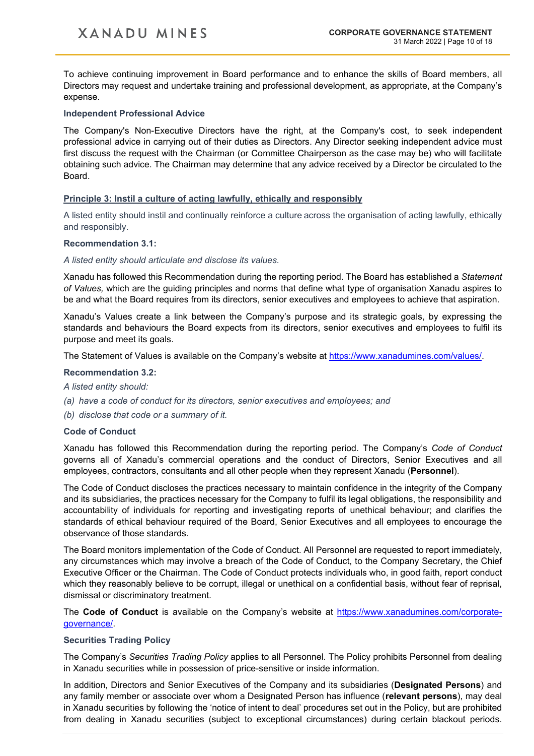To achieve continuing improvement in Board performance and to enhance the skills of Board members, all Directors may request and undertake training and professional development, as appropriate, at the Company's expense.

### Independent Professional Advice

The Company's Non-Executive Directors have the right, at the Company's cost, to seek independent professional advice in carrying out of their duties as Directors. Any Director seeking independent advice must first discuss the request with the Chairman (or Committee Chairperson as the case may be) who will facilitate obtaining such advice. The Chairman may determine that any advice received by a Director be circulated to the Board.

## Principle 3: Instil a culture of acting lawfully, ethically and responsibly

A listed entity should instil and continually reinforce a culture across the organisation of acting lawfully, ethically and responsibly.

### Recommendation 3.1:

*A listed entity should articulate and disclose its values.*

Xanadu has followed this Recommendation during the reporting period. The Board has established a *Statement of Values,* which are the guiding principles and norms that define what type of organisation Xanadu aspires to be and what the Board requires from its directors, senior executives and employees to achieve that aspiration.

Xanadu's Values create a link between the Company's purpose and its strategic goals, by expressing the standards and behaviours the Board expects from its directors, senior executives and employees to fulfil its purpose and meet its goals.

The Statement of Values is available on the Company's website at https://www.xanadumines.com/values/.

### Recommendation 3.2:

*A listed entity should:*

*(a) have a code of conduct for its directors, senior executives and employees; and*

*(b) disclose that code or a summary of it.*

### Code of Conduct

Xanadu has followed this Recommendation during the reporting period. The Company's *Code of Conduct* governs all of Xanadu's commercial operations and the conduct of Directors, Senior Executives and all employees, contractors, consultants and all other people when they represent Xanadu (**Personnel**).

The Code of Conduct discloses the practices necessary to maintain confidence in the integrity of the Company and its subsidiaries, the practices necessary for the Company to fulfil its legal obligations, the responsibility and accountability of individuals for reporting and investigating reports of unethical behaviour; and clarifies the standards of ethical behaviour required of the Board, Senior Executives and all employees to encourage the observance of those standards.

The Board monitors implementation of the Code of Conduct. All Personnel are requested to report immediately, any circumstances which may involve a breach of the Code of Conduct, to the Company Secretary, the Chief Executive Officer or the Chairman. The Code of Conduct protects individuals who, in good faith, report conduct which they reasonably believe to be corrupt, illegal or unethical on a confidential basis, without fear of reprisal, dismissal or discriminatory treatment.

The **Code of Conduct** is available on the Company's website at https://www.xanadumines.com/corporate-governance/.

### Securities Trading Policy

The Company's *Securities Trading Policy* applies to all Personnel. The Policy prohibits Personnel from dealing in Xanadu securities while in possession of price-sensitive or inside information.

In addition, Directors and Senior Executives of the Company and its subsidiaries (**Designated Persons**) and any family member or associate over whom a Designated Person has influence (**relevant persons**), may deal in Xanadu securities by following the 'notice of intent to deal' procedures set out in the Policy, but are prohibited from dealing in Xanadu securities (subject to exceptional circumstances) during certain blackout periods.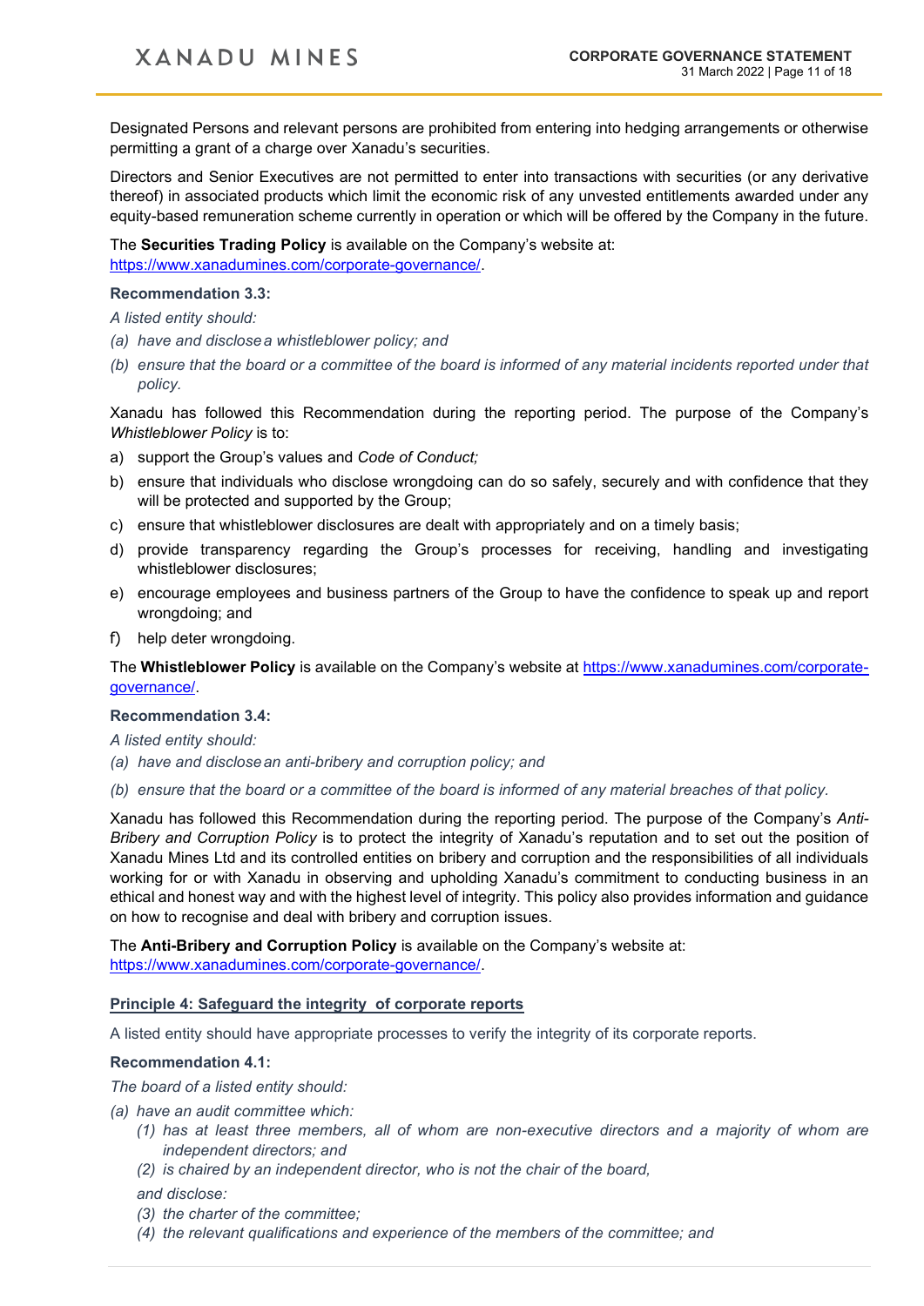Designated Persons and relevant persons are prohibited from entering into hedging arrangements or otherwise permitting a grant of a charge over Xanadu's securities.

Directors and Senior Executives are not permitted to enter into transactions with securities (or any derivative thereof) in associated products which limit the economic risk of any unvested entitlements awarded under any equity-based remuneration scheme currently in operation or which will be offered by the Company in the future.

The **Securities Trading Policy** is available on the Company's website at: https://www.xanadumines.com/corporate-governance/.

**Recommendation 3.3:**

*A listed entity should:*

*(a) have and disclose a whistleblower policy; and*

*(b) ensure that the board or a committee of the board is informed of any material incidents reported under that policy.*

Xanadu has followed this Recommendation during the reporting period. The purpose of the Company's *Whistleblower Policy* is to:

a) support the Group's values and *Code of Conduct;*
b) ensure that individuals who disclose wrongdoing can do so safely, securely and with confidence that they will be protected and supported by the Group;
c) ensure that whistleblower disclosures are dealt with appropriately and on a timely basis;
d) provide transparency regarding the Group's processes for receiving, handling and investigating whistleblower disclosures;
e) encourage employees and business partners of the Group to have the confidence to speak up and report wrongdoing; and
f) help deter wrongdoing.

The **Whistleblower Policy** is available on the Company's website at https://www.xanadumines.com/corporate-governance/.

**Recommendation 3.4:**

*A listed entity should:*

*(a) have and disclose an anti-bribery and corruption policy; and*

*(b) ensure that the board or a committee of the board is informed of any material breaches of that policy.*

Xanadu has followed this Recommendation during the reporting period. The purpose of the Company's *Anti-Bribery and Corruption Policy* is to protect the integrity of Xanadu's reputation and to set out the position of Xanadu Mines Ltd and its controlled entities on bribery and corruption and the responsibilities of all individuals working for or with Xanadu in observing and upholding Xanadu's commitment to conducting business in an ethical and honest way and with the highest level of integrity. This policy also provides information and guidance on how to recognise and deal with bribery and corruption issues.

The **Anti-Bribery and Corruption Policy** is available on the Company's website at: https://www.xanadumines.com/corporate-governance/.

## Principle 4: Safeguard the integrity of corporate reports

A listed entity should have appropriate processes to verify the integrity of its corporate reports.

**Recommendation 4.1:**

*The board of a listed entity should:*

*(a) have an audit committee which:*

*(1) has at least three members, all of whom are non-executive directors and a majority of whom are independent directors; and*

*(2) is chaired by an independent director, who is not the chair of the board,*

*and disclose:*

*(3) the charter of the committee;*

*(4) the relevant qualifications and experience of the members of the committee; and*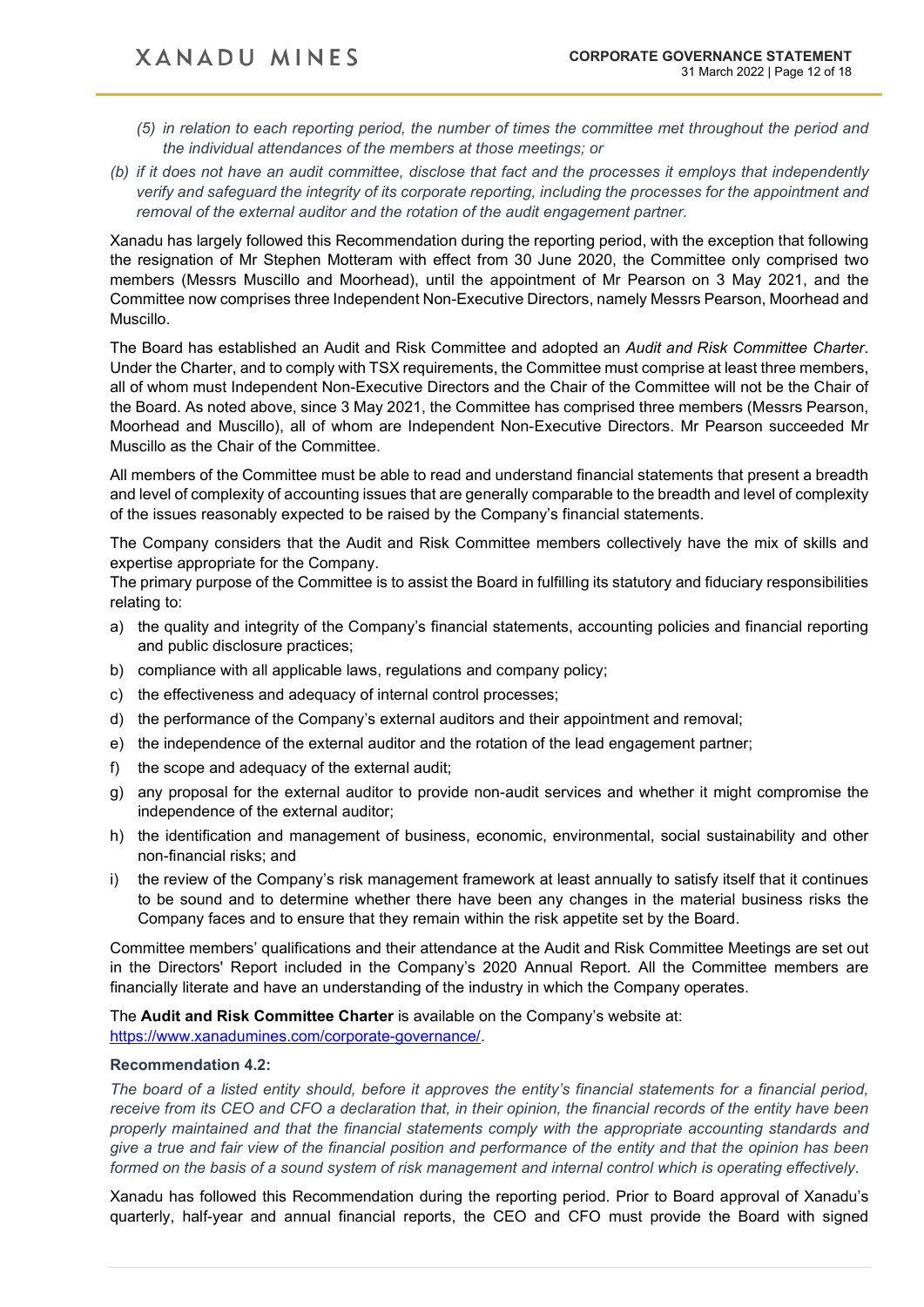*(5) in relation to each reporting period, the number of times the committee met throughout the period and the individual attendances of the members at those meetings; or*

*(b) if it does not have an audit committee, disclose that fact and the processes it employs that independently verify and safeguard the integrity of its corporate reporting, including the processes for the appointment and removal of the external auditor and the rotation of the audit engagement partner.*

Xanadu has largely followed this Recommendation during the reporting period, with the exception that following the resignation of Mr Stephen Motteram with effect from 30 June 2020, the Committee only comprised two members (Messrs Muscillo and Moorhead), until the appointment of Mr Pearson on 3 May 2021, and the Committee now comprises three Independent Non-Executive Directors, namely Messrs Pearson, Moorhead and Muscillo.

The Board has established an Audit and Risk Committee and adopted an *Audit and Risk Committee Charter*. Under the Charter, and to comply with TSX requirements, the Committee must comprise at least three members, all of whom must Independent Non-Executive Directors and the Chair of the Committee will not be the Chair of the Board. As noted above, since 3 May 2021, the Committee has comprised three members (Messrs Pearson, Moorhead and Muscillo), all of whom are Independent Non-Executive Directors. Mr Pearson succeeded Mr Muscillo as the Chair of the Committee.

All members of the Committee must be able to read and understand financial statements that present a breadth and level of complexity of accounting issues that are generally comparable to the breadth and level of complexity of the issues reasonably expected to be raised by the Company's financial statements.

The Company considers that the Audit and Risk Committee members collectively have the mix of skills and expertise appropriate for the Company.

The primary purpose of the Committee is to assist the Board in fulfilling its statutory and fiduciary responsibilities relating to:

a) the quality and integrity of the Company's financial statements, accounting policies and financial reporting and public disclosure practices;
b) compliance with all applicable laws, regulations and company policy;
c) the effectiveness and adequacy of internal control processes;
d) the performance of the Company's external auditors and their appointment and removal;
e) the independence of the external auditor and the rotation of the lead engagement partner;
f) the scope and adequacy of the external audit;
g) any proposal for the external auditor to provide non-audit services and whether it might compromise the independence of the external auditor;
h) the identification and management of business, economic, environmental, social sustainability and other non-financial risks; and
i) the review of the Company's risk management framework at least annually to satisfy itself that it continues to be sound and to determine whether there have been any changes in the material business risks the Company faces and to ensure that they remain within the risk appetite set by the Board.

Committee members' qualifications and their attendance at the Audit and Risk Committee Meetings are set out in the Directors' Report included in the Company's 2020 Annual Report. All the Committee members are financially literate and have an understanding of the industry in which the Company operates.

The **Audit and Risk Committee Charter** is available on the Company's website at: [https://www.xanadumines.com/corporate-governance/](https://www.xanadumines.com/corporate-governance/).

#### Recommendation 4.2:

*The board of a listed entity should, before it approves the entity's financial statements for a financial period, receive from its CEO and CFO a declaration that, in their opinion, the financial records of the entity have been properly maintained and that the financial statements comply with the appropriate accounting standards and give a true and fair view of the financial position and performance of the entity and that the opinion has been formed on the basis of a sound system of risk management and internal control which is operating effectively.*

Xanadu has followed this Recommendation during the reporting period. Prior to Board approval of Xanadu's quarterly, half-year and annual financial reports, the CEO and CFO must provide the Board with signed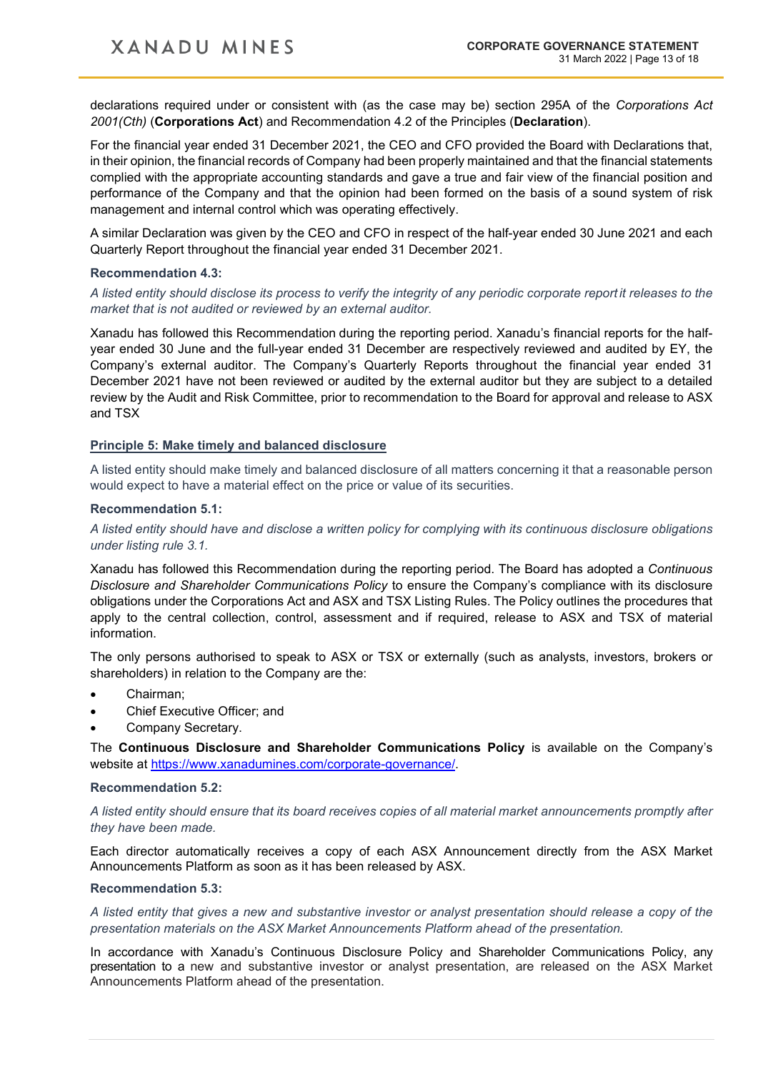declarations required under or consistent with (as the case may be) section 295A of the *Corporations Act 2001(Cth)* (**Corporations Act**) and Recommendation 4.2 of the Principles (**Declaration**).

For the financial year ended 31 December 2021, the CEO and CFO provided the Board with Declarations that, in their opinion, the financial records of Company had been properly maintained and that the financial statements complied with the appropriate accounting standards and gave a true and fair view of the financial position and performance of the Company and that the opinion had been formed on the basis of a sound system of risk management and internal control which was operating effectively.

A similar Declaration was given by the CEO and CFO in respect of the half-year ended 30 June 2021 and each Quarterly Report throughout the financial year ended 31 December 2021.

**Recommendation 4.3:**

*A listed entity should disclose its process to verify the integrity of any periodic corporate report it releases to the market that is not audited or reviewed by an external auditor.*

Xanadu has followed this Recommendation during the reporting period. Xanadu's financial reports for the half-year ended 30 June and the full-year ended 31 December are respectively reviewed and audited by EY, the Company's external auditor. The Company's Quarterly Reports throughout the financial year ended 31 December 2021 have not been reviewed or audited by the external auditor but they are subject to a detailed review by the Audit and Risk Committee, prior to recommendation to the Board for approval and release to ASX and TSX

**Principle 5: Make timely and balanced disclosure**

A listed entity should make timely and balanced disclosure of all matters concerning it that a reasonable person would expect to have a material effect on the price or value of its securities.

**Recommendation 5.1:**

*A listed entity should have and disclose a written policy for complying with its continuous disclosure obligations under listing rule 3.1.*

Xanadu has followed this Recommendation during the reporting period. The Board has adopted a *Continuous Disclosure and Shareholder Communications Policy* to ensure the Company's compliance with its disclosure obligations under the Corporations Act and ASX and TSX Listing Rules. The Policy outlines the procedures that apply to the central collection, control, assessment and if required, release to ASX and TSX of material information.

The only persons authorised to speak to ASX or TSX or externally (such as analysts, investors, brokers or shareholders) in relation to the Company are the:

- Chairman;
- Chief Executive Officer; and
- Company Secretary.

The **Continuous Disclosure and Shareholder Communications Policy** is available on the Company's website at https://www.xanadumines.com/corporate-governance/.

**Recommendation 5.2:**

*A listed entity should ensure that its board receives copies of all material market announcements promptly after they have been made.*

Each director automatically receives a copy of each ASX Announcement directly from the ASX Market Announcements Platform as soon as it has been released by ASX.

**Recommendation 5.3:**

*A listed entity that gives a new and substantive investor or analyst presentation should release a copy of the presentation materials on the ASX Market Announcements Platform ahead of the presentation.*

In accordance with Xanadu's Continuous Disclosure Policy and Shareholder Communications Policy, any presentation to a new and substantive investor or analyst presentation, are released on the ASX Market Announcements Platform ahead of the presentation.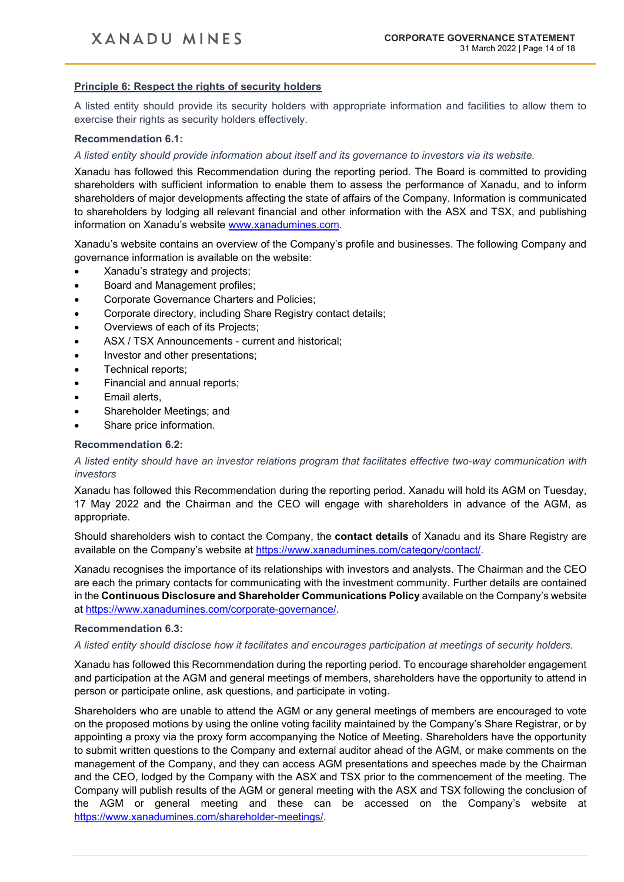## Principle 6: Respect the rights of security holders

A listed entity should provide its security holders with appropriate information and facilities to allow them to exercise their rights as security holders effectively.

### Recommendation 6.1:

*A listed entity should provide information about itself and its governance to investors via its website.*

Xanadu has followed this Recommendation during the reporting period. The Board is committed to providing shareholders with sufficient information to enable them to assess the performance of Xanadu, and to inform shareholders of major developments affecting the state of affairs of the Company. Information is communicated to shareholders by lodging all relevant financial and other information with the ASX and TSX, and publishing information on Xanadu's website www.xanadumines.com.

Xanadu's website contains an overview of the Company's profile and businesses. The following Company and governance information is available on the website:

- Xanadu's strategy and projects;
- Board and Management profiles;
- Corporate Governance Charters and Policies;
- Corporate directory, including Share Registry contact details;
- Overviews of each of its Projects;
- ASX / TSX Announcements - current and historical;
- Investor and other presentations;
- Technical reports;
- Financial and annual reports;
- Email alerts,
- Shareholder Meetings; and
- Share price information.

### Recommendation 6.2:

*A listed entity should have an investor relations program that facilitates effective two-way communication with investors*

Xanadu has followed this Recommendation during the reporting period. Xanadu will hold its AGM on Tuesday, 17 May 2022 and the Chairman and the CEO will engage with shareholders in advance of the AGM, as appropriate.

Should shareholders wish to contact the Company, the **contact details** of Xanadu and its Share Registry are available on the Company's website at https://www.xanadumines.com/category/contact/.

Xanadu recognises the importance of its relationships with investors and analysts. The Chairman and the CEO are each the primary contacts for communicating with the investment community. Further details are contained in the **Continuous Disclosure and Shareholder Communications Policy** available on the Company's website at https://www.xanadumines.com/corporate-governance/.

### Recommendation 6.3:

*A listed entity should disclose how it facilitates and encourages participation at meetings of security holders.*

Xanadu has followed this Recommendation during the reporting period. To encourage shareholder engagement and participation at the AGM and general meetings of members, shareholders have the opportunity to attend in person or participate online, ask questions, and participate in voting.

Shareholders who are unable to attend the AGM or any general meetings of members are encouraged to vote on the proposed motions by using the online voting facility maintained by the Company's Share Registrar, or by appointing a proxy via the proxy form accompanying the Notice of Meeting. Shareholders have the opportunity to submit written questions to the Company and external auditor ahead of the AGM, or make comments on the management of the Company, and they can access AGM presentations and speeches made by the Chairman and the CEO, lodged by the Company with the ASX and TSX prior to the commencement of the meeting. The Company will publish results of the AGM or general meeting with the ASX and TSX following the conclusion of the AGM or general meeting and these can be accessed on the Company's website at https://www.xanadumines.com/shareholder-meetings/.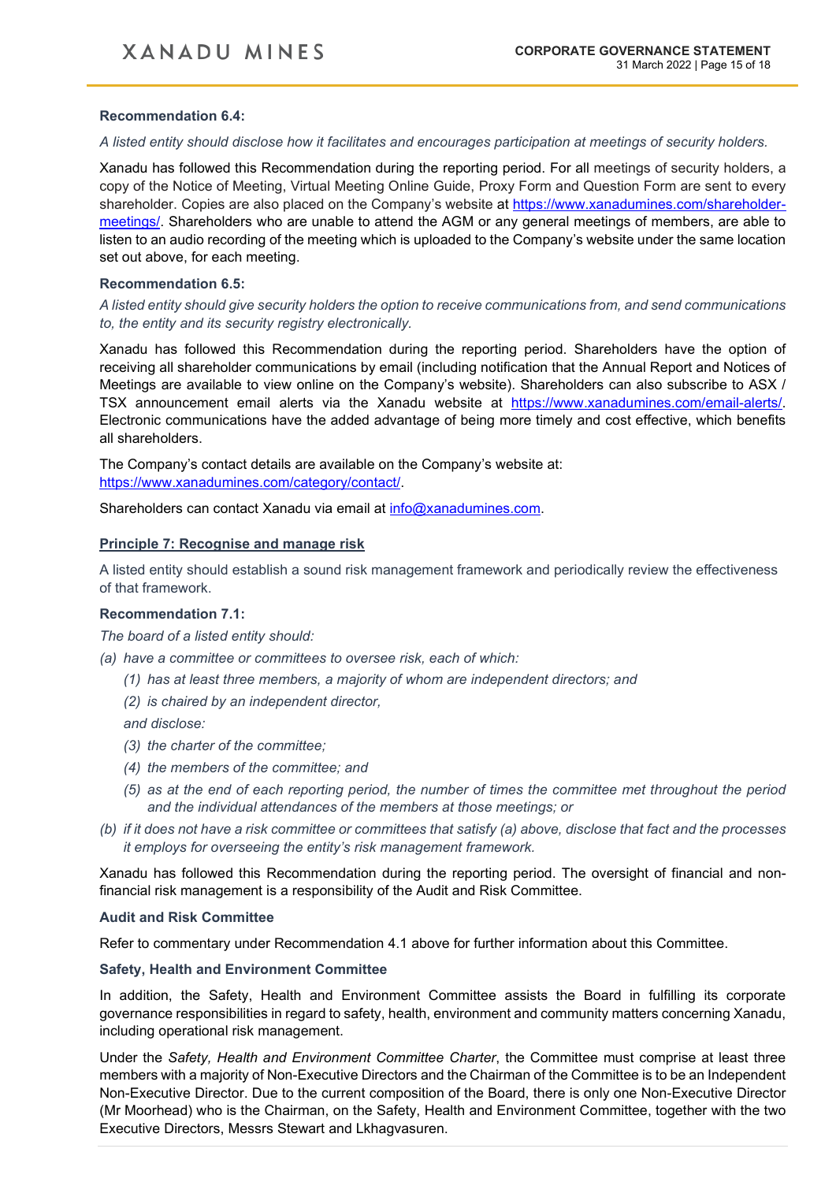**Recommendation 6.4:**

*A listed entity should disclose how it facilitates and encourages participation at meetings of security holders.*

Xanadu has followed this Recommendation during the reporting period. For all meetings of security holders, a copy of the Notice of Meeting, Virtual Meeting Online Guide, Proxy Form and Question Form are sent to every shareholder. Copies are also placed on the Company's website at https://www.xanadumines.com/shareholder-meetings/. Shareholders who are unable to attend the AGM or any general meetings of members, are able to listen to an audio recording of the meeting which is uploaded to the Company's website under the same location set out above, for each meeting.

**Recommendation 6.5:**

*A listed entity should give security holders the option to receive communications from, and send communications to, the entity and its security registry electronically.*

Xanadu has followed this Recommendation during the reporting period. Shareholders have the option of receiving all shareholder communications by email (including notification that the Annual Report and Notices of Meetings are available to view online on the Company's website). Shareholders can also subscribe to ASX / TSX announcement email alerts via the Xanadu website at https://www.xanadumines.com/email-alerts/. Electronic communications have the added advantage of being more timely and cost effective, which benefits all shareholders.

The Company's contact details are available on the Company's website at: https://www.xanadumines.com/category/contact/.

Shareholders can contact Xanadu via email at info@xanadumines.com.

## Principle 7: Recognise and manage risk

A listed entity should establish a sound risk management framework and periodically review the effectiveness of that framework.

**Recommendation 7.1:**

*The board of a listed entity should:*

*(a) have a committee or committees to oversee risk, each of which:*

*(1) has at least three members, a majority of whom are independent directors; and*

*(2) is chaired by an independent director,*

*and disclose:*

*(3) the charter of the committee;*

*(4) the members of the committee; and*

*(5) as at the end of each reporting period, the number of times the committee met throughout the period and the individual attendances of the members at those meetings; or*

*(b) if it does not have a risk committee or committees that satisfy (a) above, disclose that fact and the processes it employs for overseeing the entity's risk management framework.*

Xanadu has followed this Recommendation during the reporting period. The oversight of financial and non-financial risk management is a responsibility of the Audit and Risk Committee.

**Audit and Risk Committee**

Refer to commentary under Recommendation 4.1 above for further information about this Committee.

**Safety, Health and Environment Committee**

In addition, the Safety, Health and Environment Committee assists the Board in fulfilling its corporate governance responsibilities in regard to safety, health, environment and community matters concerning Xanadu, including operational risk management.

Under the *Safety, Health and Environment Committee Charter*, the Committee must comprise at least three members with a majority of Non-Executive Directors and the Chairman of the Committee is to be an Independent Non-Executive Director. Due to the current composition of the Board, there is only one Non-Executive Director (Mr Moorhead) who is the Chairman, on the Safety, Health and Environment Committee, together with the two Executive Directors, Messrs Stewart and Lkhagvasuren.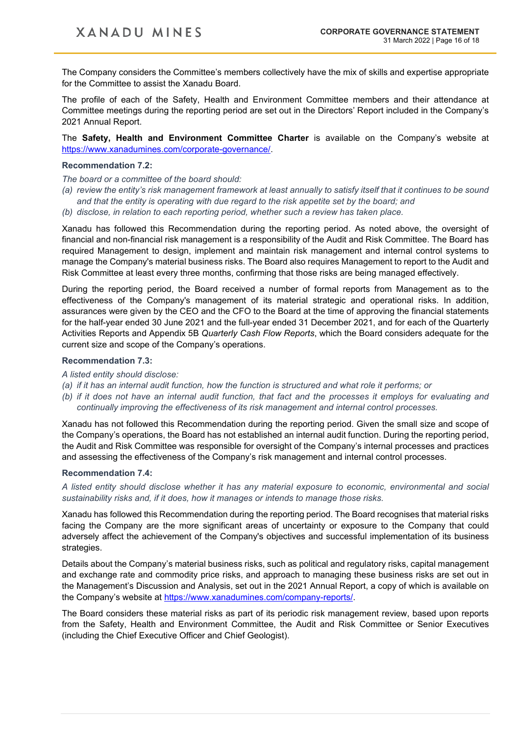The Company considers the Committee's members collectively have the mix of skills and expertise appropriate for the Committee to assist the Xanadu Board.

The profile of each of the Safety, Health and Environment Committee members and their attendance at Committee meetings during the reporting period are set out in the Directors' Report included in the Company's 2021 Annual Report.

The **Safety, Health and Environment Committee Charter** is available on the Company's website at https://www.xanadumines.com/corporate-governance/.

### Recommendation 7.2:

*The board or a committee of the board should:*

*(a) review the entity's risk management framework at least annually to satisfy itself that it continues to be sound and that the entity is operating with due regard to the risk appetite set by the board; and*

*(b) disclose, in relation to each reporting period, whether such a review has taken place.*

Xanadu has followed this Recommendation during the reporting period. As noted above, the oversight of financial and non-financial risk management is a responsibility of the Audit and Risk Committee. The Board has required Management to design, implement and maintain risk management and internal control systems to manage the Company's material business risks. The Board also requires Management to report to the Audit and Risk Committee at least every three months, confirming that those risks are being managed effectively.

During the reporting period, the Board received a number of formal reports from Management as to the effectiveness of the Company's management of its material strategic and operational risks. In addition, assurances were given by the CEO and the CFO to the Board at the time of approving the financial statements for the half-year ended 30 June 2021 and the full-year ended 31 December 2021, and for each of the Quarterly Activities Reports and Appendix 5B *Quarterly Cash Flow Reports*, which the Board considers adequate for the current size and scope of the Company's operations.

### Recommendation 7.3:

*A listed entity should disclose:*

*(a) if it has an internal audit function, how the function is structured and what role it performs; or*

*(b) if it does not have an internal audit function, that fact and the processes it employs for evaluating and continually improving the effectiveness of its risk management and internal control processes.*

Xanadu has not followed this Recommendation during the reporting period. Given the small size and scope of the Company's operations, the Board has not established an internal audit function. During the reporting period, the Audit and Risk Committee was responsible for oversight of the Company's internal processes and practices and assessing the effectiveness of the Company's risk management and internal control processes.

### Recommendation 7.4:

*A listed entity should disclose whether it has any material exposure to economic, environmental and social sustainability risks and, if it does, how it manages or intends to manage those risks.*

Xanadu has followed this Recommendation during the reporting period. The Board recognises that material risks facing the Company are the more significant areas of uncertainty or exposure to the Company that could adversely affect the achievement of the Company's objectives and successful implementation of its business strategies.

Details about the Company's material business risks, such as political and regulatory risks, capital management and exchange rate and commodity price risks, and approach to managing these business risks are set out in the Management's Discussion and Analysis, set out in the 2021 Annual Report, a copy of which is available on the Company's website at https://www.xanadumines.com/company-reports/.

The Board considers these material risks as part of its periodic risk management review, based upon reports from the Safety, Health and Environment Committee, the Audit and Risk Committee or Senior Executives (including the Chief Executive Officer and Chief Geologist).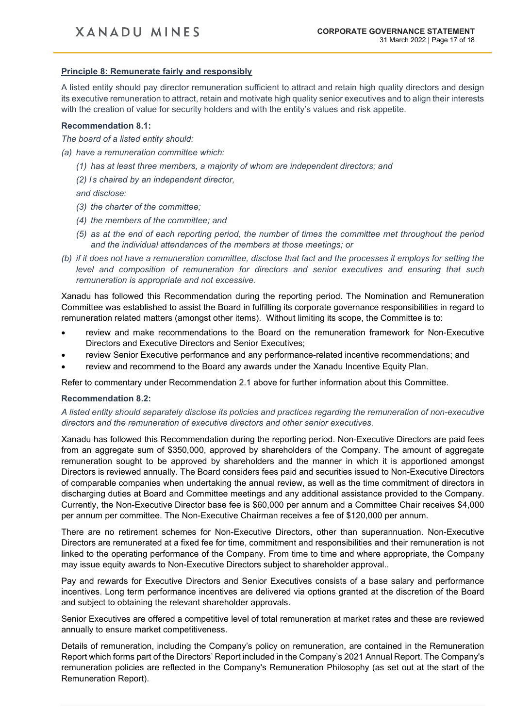## Principle 8: Remunerate fairly and responsibly

A listed entity should pay director remuneration sufficient to attract and retain high quality directors and design its executive remuneration to attract, retain and motivate high quality senior executives and to align their interests with the creation of value for security holders and with the entity's values and risk appetite.

### Recommendation 8.1:

*The board of a listed entity should:*

*(a) have a remuneration committee which:*

*(1) has at least three members, a majority of whom are independent directors; and*

*(2) Is chaired by an independent director,*

*and disclose:*

*(3) the charter of the committee;*

*(4) the members of the committee; and*

*(5) as at the end of each reporting period, the number of times the committee met throughout the period and the individual attendances of the members at those meetings; or*

*(b) if it does not have a remuneration committee, disclose that fact and the processes it employs for setting the level and composition of remuneration for directors and senior executives and ensuring that such remuneration is appropriate and not excessive.*

Xanadu has followed this Recommendation during the reporting period. The Nomination and Remuneration Committee was established to assist the Board in fulfilling its corporate governance responsibilities in regard to remuneration related matters (amongst other items). Without limiting its scope, the Committee is to:

- review and make recommendations to the Board on the remuneration framework for Non-Executive Directors and Executive Directors and Senior Executives;
- review Senior Executive performance and any performance-related incentive recommendations; and
- review and recommend to the Board any awards under the Xanadu Incentive Equity Plan.

Refer to commentary under Recommendation 2.1 above for further information about this Committee.

### Recommendation 8.2:

*A listed entity should separately disclose its policies and practices regarding the remuneration of non-executive directors and the remuneration of executive directors and other senior executives.*

Xanadu has followed this Recommendation during the reporting period. Non-Executive Directors are paid fees from an aggregate sum of $350,000, approved by shareholders of the Company. The amount of aggregate remuneration sought to be approved by shareholders and the manner in which it is apportioned amongst Directors is reviewed annually. The Board considers fees paid and securities issued to Non-Executive Directors of comparable companies when undertaking the annual review, as well as the time commitment of directors in discharging duties at Board and Committee meetings and any additional assistance provided to the Company. Currently, the Non-Executive Director base fee is $60,000 per annum and a Committee Chair receives $4,000 per annum per committee. The Non-Executive Chairman receives a fee of $120,000 per annum.

There are no retirement schemes for Non-Executive Directors, other than superannuation. Non-Executive Directors are remunerated at a fixed fee for time, commitment and responsibilities and their remuneration is not linked to the operating performance of the Company. From time to time and where appropriate, the Company may issue equity awards to Non-Executive Directors subject to shareholder approval..

Pay and rewards for Executive Directors and Senior Executives consists of a base salary and performance incentives. Long term performance incentives are delivered via options granted at the discretion of the Board and subject to obtaining the relevant shareholder approvals.

Senior Executives are offered a competitive level of total remuneration at market rates and these are reviewed annually to ensure market competitiveness.

Details of remuneration, including the Company's policy on remuneration, are contained in the Remuneration Report which forms part of the Directors' Report included in the Company's 2021 Annual Report. The Company's remuneration policies are reflected in the Company's Remuneration Philosophy (as set out at the start of the Remuneration Report).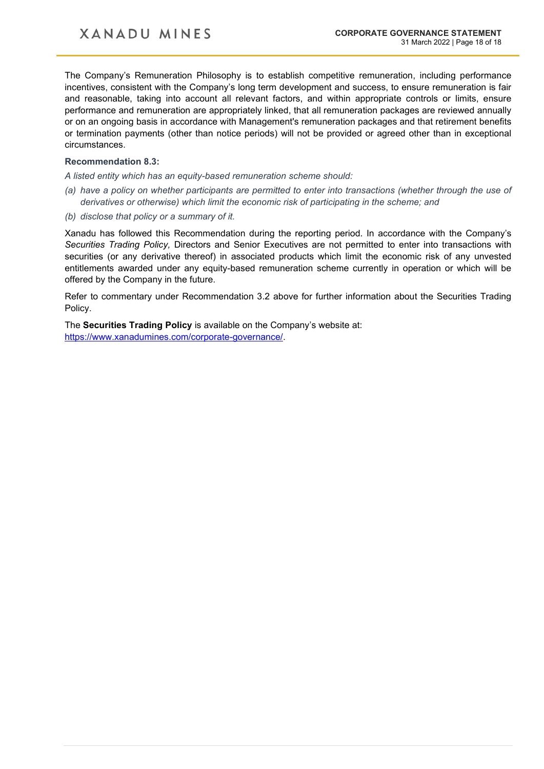The Company's Remuneration Philosophy is to establish competitive remuneration, including performance incentives, consistent with the Company's long term development and success, to ensure remuneration is fair and reasonable, taking into account all relevant factors, and within appropriate controls or limits, ensure performance and remuneration are appropriately linked, that all remuneration packages are reviewed annually or on an ongoing basis in accordance with Management's remuneration packages and that retirement benefits or termination payments (other than notice periods) will not be provided or agreed other than in exceptional circumstances.

### Recommendation 8.3:

*A listed entity which has an equity-based remuneration scheme should:*

*(a) have a policy on whether participants are permitted to enter into transactions (whether through the use of derivatives or otherwise) which limit the economic risk of participating in the scheme; and*

*(b) disclose that policy or a summary of it.*

Xanadu has followed this Recommendation during the reporting period. In accordance with the Company's *Securities Trading Policy,* Directors and Senior Executives are not permitted to enter into transactions with securities (or any derivative thereof) in associated products which limit the economic risk of any unvested entitlements awarded under any equity-based remuneration scheme currently in operation or which will be offered by the Company in the future.

Refer to commentary under Recommendation 3.2 above for further information about the Securities Trading Policy.

The **Securities Trading Policy** is available on the Company's website at: [https://www.xanadumines.com/corporate-governance/](https://www.xanadumines.com/corporate-governance/).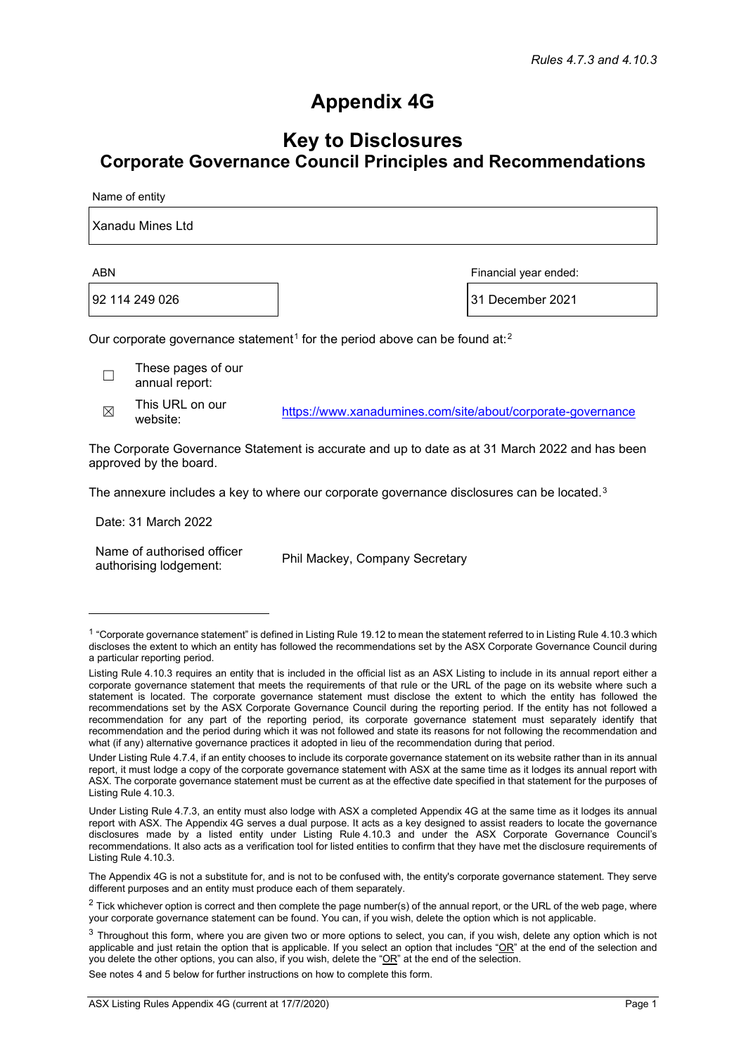*Rules 4.7.3 and 4.10.3*

# Appendix 4G

## Key to Disclosures
## Corporate Governance Council Principles and Recommendations

Name of entity

| Xanadu Mines Ltd |
|---|

| ABN | Financial year ended: |
|---|---|
| 92 114 249 026 | 31 December 2021 |

Our corporate governance statement[1] for the period above can be found at:[2]

☐ These pages of our annual report:

☒ This URL on our website: https://www.xanadumines.com/site/about/corporate-governance

The Corporate Governance Statement is accurate and up to date as at 31 March 2022 and has been approved by the board.

The annexure includes a key to where our corporate governance disclosures can be located.[3]

Date: 31 March 2022

Name of authorised officer authorising lodgement: Phil Mackey, Company Secretary

---

[1] "Corporate governance statement" is defined in Listing Rule 19.12 to mean the statement referred to in Listing Rule 4.10.3 which discloses the extent to which an entity has followed the recommendations set by the ASX Corporate Governance Council during a particular reporting period.

Listing Rule 4.10.3 requires an entity that is included in the official list as an ASX Listing to include in its annual report either a corporate governance statement that meets the requirements of that rule or the URL of the page on its website where such a statement is located. The corporate governance statement must disclose the extent to which the entity has followed the recommendations set by the ASX Corporate Governance Council during the reporting period. If the entity has not followed a recommendation for any part of the reporting period, its corporate governance statement must separately identify that recommendation and the period during which it was not followed and state its reasons for not following the recommendation and what (if any) alternative governance practices it adopted in lieu of the recommendation during that period.

Under Listing Rule 4.7.4, if an entity chooses to include its corporate governance statement on its website rather than in its annual report, it must lodge a copy of the corporate governance statement with ASX at the same time as it lodges its annual report with ASX. The corporate governance statement must be current as at the effective date specified in that statement for the purposes of Listing Rule 4.10.3.

Under Listing Rule 4.7.3, an entity must also lodge with ASX a completed Appendix 4G at the same time as it lodges its annual report with ASX. The Appendix 4G serves a dual purpose. It acts as a key designed to assist readers to locate the governance disclosures made by a listed entity under Listing Rule 4.10.3 and under the ASX Corporate Governance Council's recommendations. It also acts as a verification tool for listed entities to confirm that they have met the disclosure requirements of Listing Rule 4.10.3.

The Appendix 4G is not a substitute for, and is not to be confused with, the entity's corporate governance statement. They serve different purposes and an entity must produce each of them separately.

[2] Tick whichever option is correct and then complete the page number(s) of the annual report, or the URL of the web page, where your corporate governance statement can be found. You can, if you wish, delete the option which is not applicable.

[3] Throughout this form, where you are given two or more options to select, you can, if you wish, delete any option which is not applicable and just retain the option that is applicable. If you select an option that includes "OR" at the end of the selection and you delete the other options, you can also, if you wish, delete the "OR" at the end of the selection.

See notes 4 and 5 below for further instructions on how to complete this form.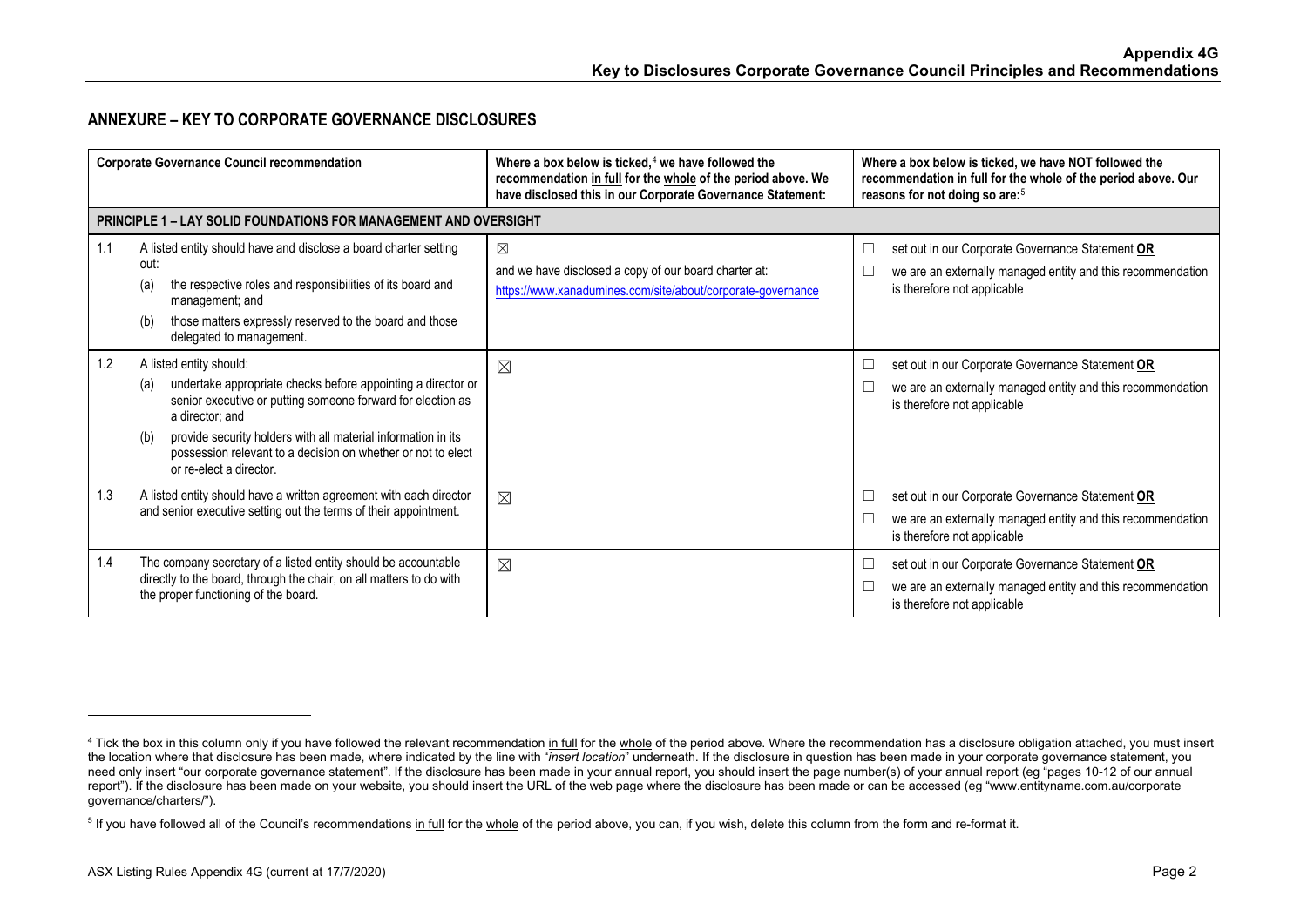## ANNEXURE – KEY TO CORPORATE GOVERNANCE DISCLOSURES

| | Corporate Governance Council recommendation | Where a box below is ticked,[4] we have followed the recommendation in full for the whole of the period above. We have disclosed this in our Corporate Governance Statement: | Where a box below is ticked, we have NOT followed the recommendation in full for the whole of the period above. Our reasons for not doing so are:[5] |
|---|---|---|---|
| **PRINCIPLE 1 – LAY SOLID FOUNDATIONS FOR MANAGEMENT AND OVERSIGHT** | | | |
| 1.1 | A listed entity should have and disclose a board charter setting out: (a) the respective roles and responsibilities of its board and management; and (b) those matters expressly reserved to the board and those delegated to management. | ☒ and we have disclosed a copy of our board charter at: https://www.xanadumines.com/site/about/corporate-governance | ☐ set out in our Corporate Governance Statement **OR** ☐ we are an externally managed entity and this recommendation is therefore not applicable |
| 1.2 | A listed entity should: (a) undertake appropriate checks before appointing a director or senior executive or putting someone forward for election as a director; and (b) provide security holders with all material information in its possession relevant to a decision on whether or not to elect or re-elect a director. | ☒ | ☐ set out in our Corporate Governance Statement **OR** ☐ we are an externally managed entity and this recommendation is therefore not applicable |
| 1.3 | A listed entity should have a written agreement with each director and senior executive setting out the terms of their appointment. | ☒ | ☐ set out in our Corporate Governance Statement **OR** ☐ we are an externally managed entity and this recommendation is therefore not applicable |
| 1.4 | The company secretary of a listed entity should be accountable directly to the board, through the chair, on all matters to do with the proper functioning of the board. | ☒ | ☐ set out in our Corporate Governance Statement **OR** ☐ we are an externally managed entity and this recommendation is therefore not applicable |

[4] Tick the box in this column only if you have followed the relevant recommendation in full for the whole of the period above. Where the recommendation has a disclosure obligation attached, you must insert the location where that disclosure has been made, where indicated by the line with "*insert location*" underneath. If the disclosure in question has been made in your corporate governance statement, you need only insert "our corporate governance statement". If the disclosure has been made in your annual report, you should insert the page number(s) of your annual report (eg "pages 10-12 of our annual report"). If the disclosure has been made on your website, you should insert the URL of the web page where the disclosure has been made or can be accessed (eg "www.entityname.com.au/corporate governance/charters/").

[5] If you have followed all of the Council's recommendations in full for the whole of the period above, you can, if you wish, delete this column from the form and re-format it.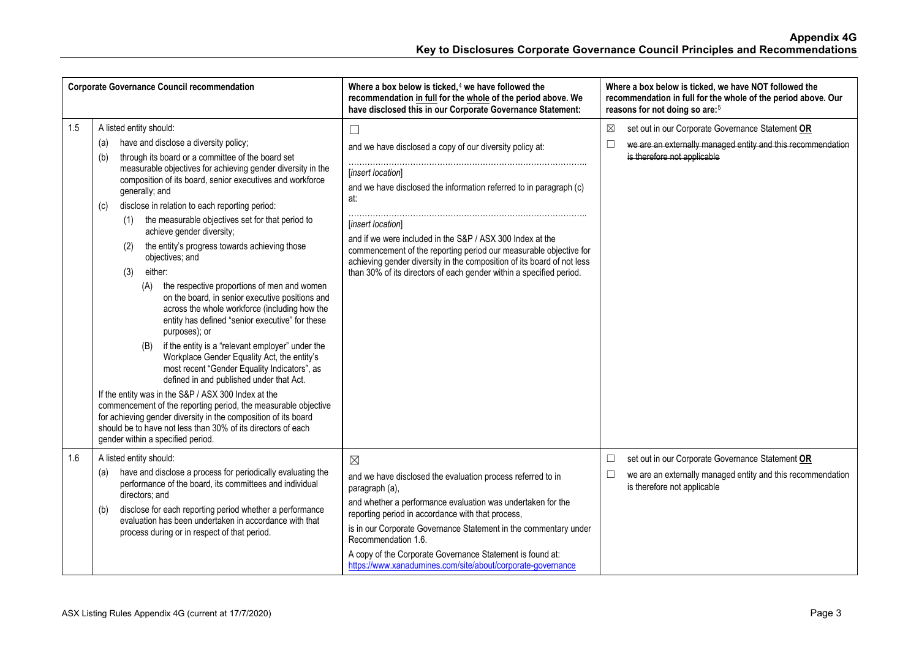| Corporate Governance Council recommendation | Where a box below is ticked,[4] we have followed the recommendation in full for the whole of the period above. We have disclosed this in our Corporate Governance Statement: | Where a box below is ticked, we have NOT followed the recommendation in full for the whole of the period above. Our reasons for not doing so are:[5] |
|---|---|---|
| 1.5 A listed entity should:<br>(a) have and disclose a diversity policy;<br>(b) through its board or a committee of the board set measurable objectives for achieving gender diversity in the composition of its board, senior executives and workforce generally; and<br>(c) disclose in relation to each reporting period:<br>(1) the measurable objectives set for that period to achieve gender diversity;<br>(2) the entity's progress towards achieving those objectives; and<br>(3) either:<br>(A) the respective proportions of men and women on the board, in senior executive positions and across the whole workforce (including how the entity has defined "senior executive" for these purposes); or<br>(B) if the entity is a "relevant employer" under the Workplace Gender Equality Act, the entity's most recent "Gender Equality Indicators", as defined in and published under that Act.<br>If the entity was in the S&P / ASX 300 Index at the commencement of the reporting period, the measurable objective for achieving gender diversity in the composition of its board should be to have not less than 30% of its directors of each gender within a specified period. | ☐<br>and we have disclosed a copy of our diversity policy at:<br>……………………………………………………………………………<br>[insert location]<br>and we have disclosed the information referred to in paragraph (c) at:<br>……………………………………………………………………………<br>[insert location]<br>and if we were included in the S&P / ASX 300 Index at the commencement of the reporting period our measurable objective for achieving gender diversity in the composition of its board of not less than 30% of its directors of each gender within a specified period. | ☒ set out in our Corporate Governance Statement **OR**<br>☐ ~~we are an externally managed entity and this recommendation is therefore not applicable~~ |
| 1.6 A listed entity should:<br>(a) have and disclose a process for periodically evaluating the performance of the board, its committees and individual directors; and<br>(b) disclose for each reporting period whether a performance evaluation has been undertaken in accordance with that process during or in respect of that period. | ☒<br>and we have disclosed the evaluation process referred to in paragraph (a),<br>and whether a performance evaluation was undertaken for the reporting period in accordance with that process,<br>is in our Corporate Governance Statement in the commentary under Recommendation 1.6.<br>A copy of the Corporate Governance Statement is found at: https://www.xanadumines.com/site/about/corporate-governance | ☐ set out in our Corporate Governance Statement **OR**<br>☐ we are an externally managed entity and this recommendation is therefore not applicable |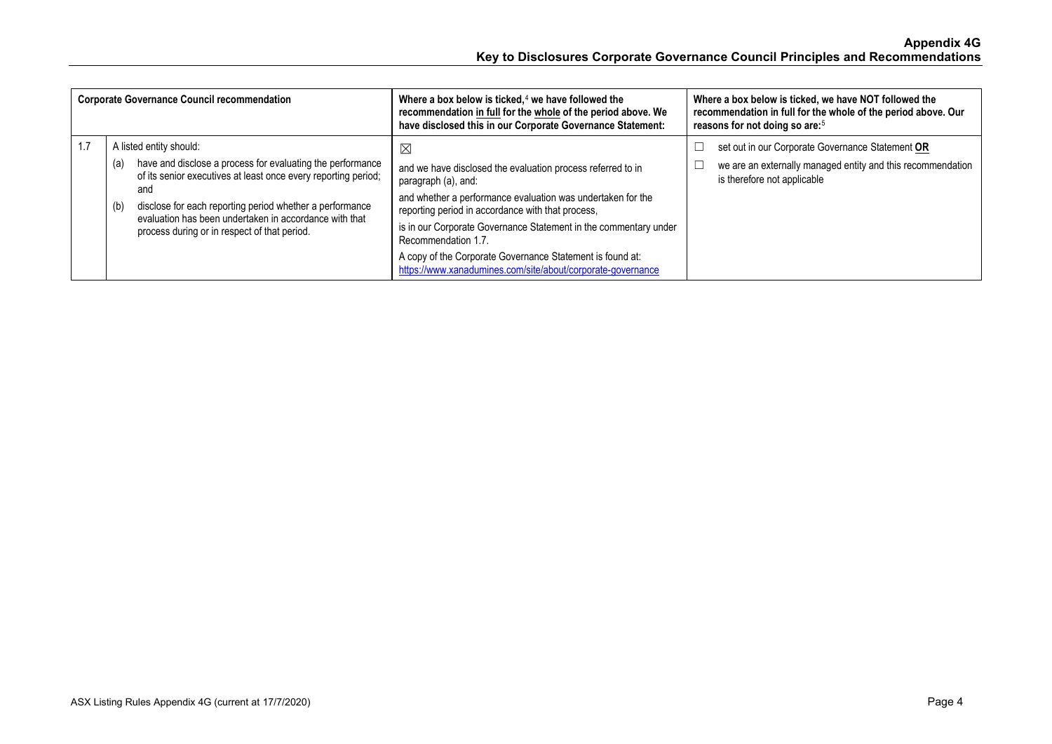| Corporate Governance Council recommendation | | Where a box below is ticked,[4] we have followed the recommendation <u>in full</u> for the <u>whole</u> of the period above. We have disclosed this in our Corporate Governance Statement: | Where a box below is ticked, we have NOT followed the recommendation in full for the whole of the period above. Our reasons for not doing so are:[5] |
|---|---|---|---|
| 1.7 | A listed entity should:<br>(a) have and disclose a process for evaluating the performance of its senior executives at least once every reporting period; and<br>(b) disclose for each reporting period whether a performance evaluation has been undertaken in accordance with that process during or in respect of that period. | ☒<br>and we have disclosed the evaluation process referred to in paragraph (a), and:<br>and whether a performance evaluation was undertaken for the reporting period in accordance with that process,<br>is in our Corporate Governance Statement in the commentary under Recommendation 1.7.<br>A copy of the Corporate Governance Statement is found at: https://www.xanadumines.com/site/about/corporate-governance | ☐ set out in our Corporate Governance Statement **<u>OR</u>**<br>☐ we are an externally managed entity and this recommendation is therefore not applicable |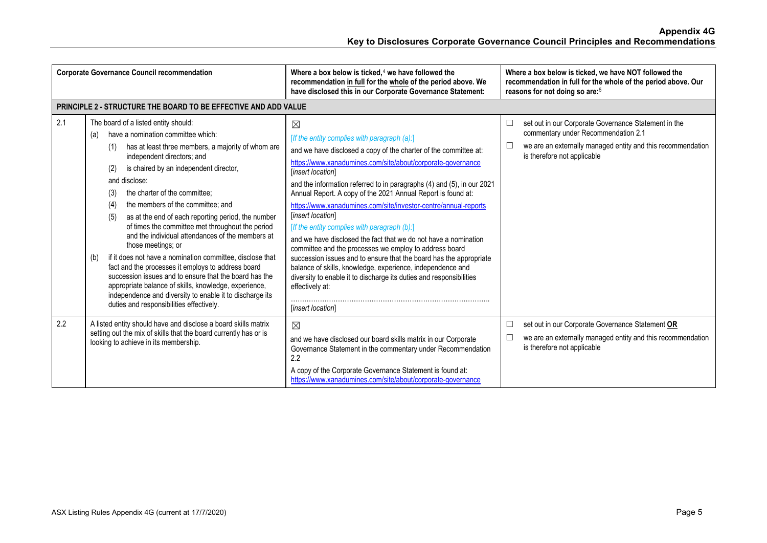| Corporate Governance Council recommendation | | Where a box below is ticked,[4] we have followed the recommendation in full for the whole of the period above. We have disclosed this in our Corporate Governance Statement: | Where a box below is ticked, we have NOT followed the recommendation in full for the whole of the period above. Our reasons for not doing so are:[5] |
|---|---|---|---|
| **PRINCIPLE 2 - STRUCTURE THE BOARD TO BE EFFECTIVE AND ADD VALUE** | | | |
| 2.1 | The board of a listed entity should:<br>(a) have a nomination committee which:<br>(1) has at least three members, a majority of whom are independent directors; and<br>(2) is chaired by an independent director,<br>and disclose:<br>(3) the charter of the committee;<br>(4) the members of the committee; and<br>(5) as at the end of each reporting period, the number of times the committee met throughout the period and the individual attendances of the members at those meetings; or<br>(b) if it does not have a nomination committee, disclose that fact and the processes it employs to address board succession issues and to ensure that the board has the appropriate balance of skills, knowledge, experience, independence and diversity to enable it to discharge its duties and responsibilities effectively. | ☒<br>*[If the entity complies with paragraph (a):]*<br>and we have disclosed a copy of the charter of the committee at:<br>https://www.xanadumines.com/site/about/corporate-governance<br>*[insert location]*<br>and the information referred to in paragraphs (4) and (5), in our 2021 Annual Report. A copy of the 2021 Annual Report is found at:<br>https://www.xanadumines.com/site/investor-centre/annual-reports<br>*[insert location]*<br>*[If the entity complies with paragraph (b):]*<br>and we have disclosed the fact that we do not have a nomination committee and the processes we employ to address board succession issues and to ensure that the board has the appropriate balance of skills, knowledge, experience, independence and diversity to enable it to discharge its duties and responsibilities effectively at:<br>……………………………………………………………………………<br>*[insert location]* | ☐ set out in our Corporate Governance Statement in the commentary under Recommendation 2.1<br>☐ we are an externally managed entity and this recommendation is therefore not applicable |
| 2.2 | A listed entity should have and disclose a board skills matrix setting out the mix of skills that the board currently has or is looking to achieve in its membership. | ☒<br>and we have disclosed our board skills matrix in our Corporate Governance Statement in the commentary under Recommendation 2.2<br>A copy of the Corporate Governance Statement is found at:<br>https://www.xanadumines.com/site/about/corporate-governance | ☐ set out in our Corporate Governance Statement **OR**<br>☐ we are an externally managed entity and this recommendation is therefore not applicable |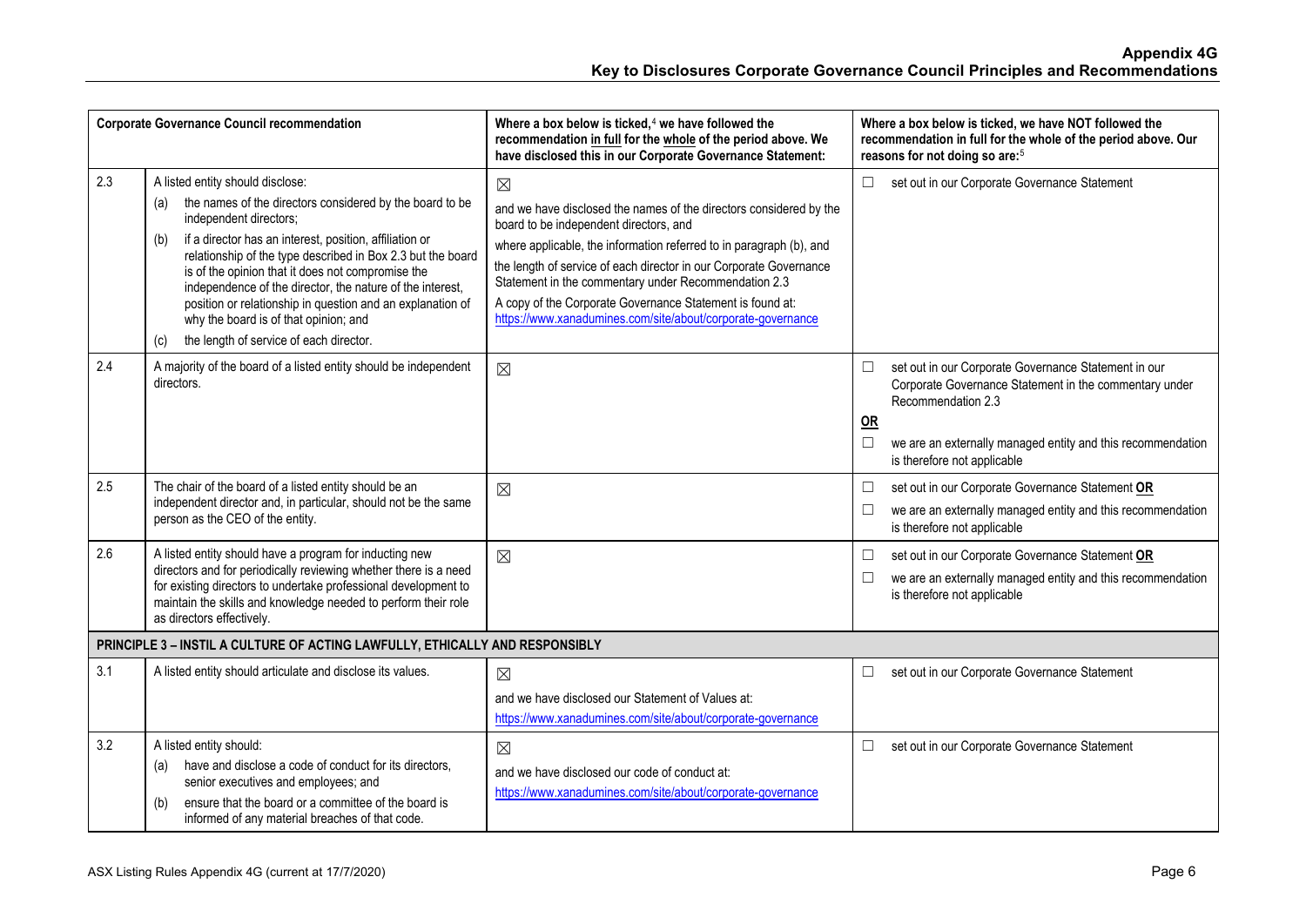| | Corporate Governance Council recommendation | Where a box below is ticked,[4] we have followed the recommendation in full for the whole of the period above. We have disclosed this in our Corporate Governance Statement: | Where a box below is ticked, we have NOT followed the recommendation in full for the whole of the period above. Our reasons for not doing so are:[5] |
|---|---|---|---|
| 2.3 | A listed entity should disclose:<br>(a) the names of the directors considered by the board to be independent directors;<br>(b) if a director has an interest, position, affiliation or relationship of the type described in Box 2.3 but the board is of the opinion that it does not compromise the independence of the director, the nature of the interest, position or relationship in question and an explanation of why the board is of that opinion; and<br>(c) the length of service of each director. | ☒<br>and we have disclosed the names of the directors considered by the board to be independent directors, and<br>where applicable, the information referred to in paragraph (b), and<br>the length of service of each director in our Corporate Governance Statement in the commentary under Recommendation 2.3<br>A copy of the Corporate Governance Statement is found at: https://www.xanadumines.com/site/about/corporate-governance | ☐ set out in our Corporate Governance Statement |
| 2.4 | A majority of the board of a listed entity should be independent directors. | ☒ | ☐ set out in our Corporate Governance Statement in our Corporate Governance Statement in the commentary under Recommendation 2.3<br>**OR**<br>☐ we are an externally managed entity and this recommendation is therefore not applicable |
| 2.5 | The chair of the board of a listed entity should be an independent director and, in particular, should not be the same person as the CEO of the entity. | ☒ | ☐ set out in our Corporate Governance Statement **OR**<br>☐ we are an externally managed entity and this recommendation is therefore not applicable |
| 2.6 | A listed entity should have a program for inducting new directors and for periodically reviewing whether there is a need for existing directors to undertake professional development to maintain the skills and knowledge needed to perform their role as directors effectively. | ☒ | ☐ set out in our Corporate Governance Statement **OR**<br>☐ we are an externally managed entity and this recommendation is therefore not applicable |
| **PRINCIPLE 3 – INSTIL A CULTURE OF ACTING LAWFULLY, ETHICALLY AND RESPONSIBLY** | | | |
| 3.1 | A listed entity should articulate and disclose its values. | ☒<br>and we have disclosed our Statement of Values at:<br>https://www.xanadumines.com/site/about/corporate-governance | ☐ set out in our Corporate Governance Statement |
| 3.2 | A listed entity should:<br>(a) have and disclose a code of conduct for its directors, senior executives and employees; and<br>(b) ensure that the board or a committee of the board is informed of any material breaches of that code. | ☒<br>and we have disclosed our code of conduct at:<br>https://www.xanadumines.com/site/about/corporate-governance | ☐ set out in our Corporate Governance Statement |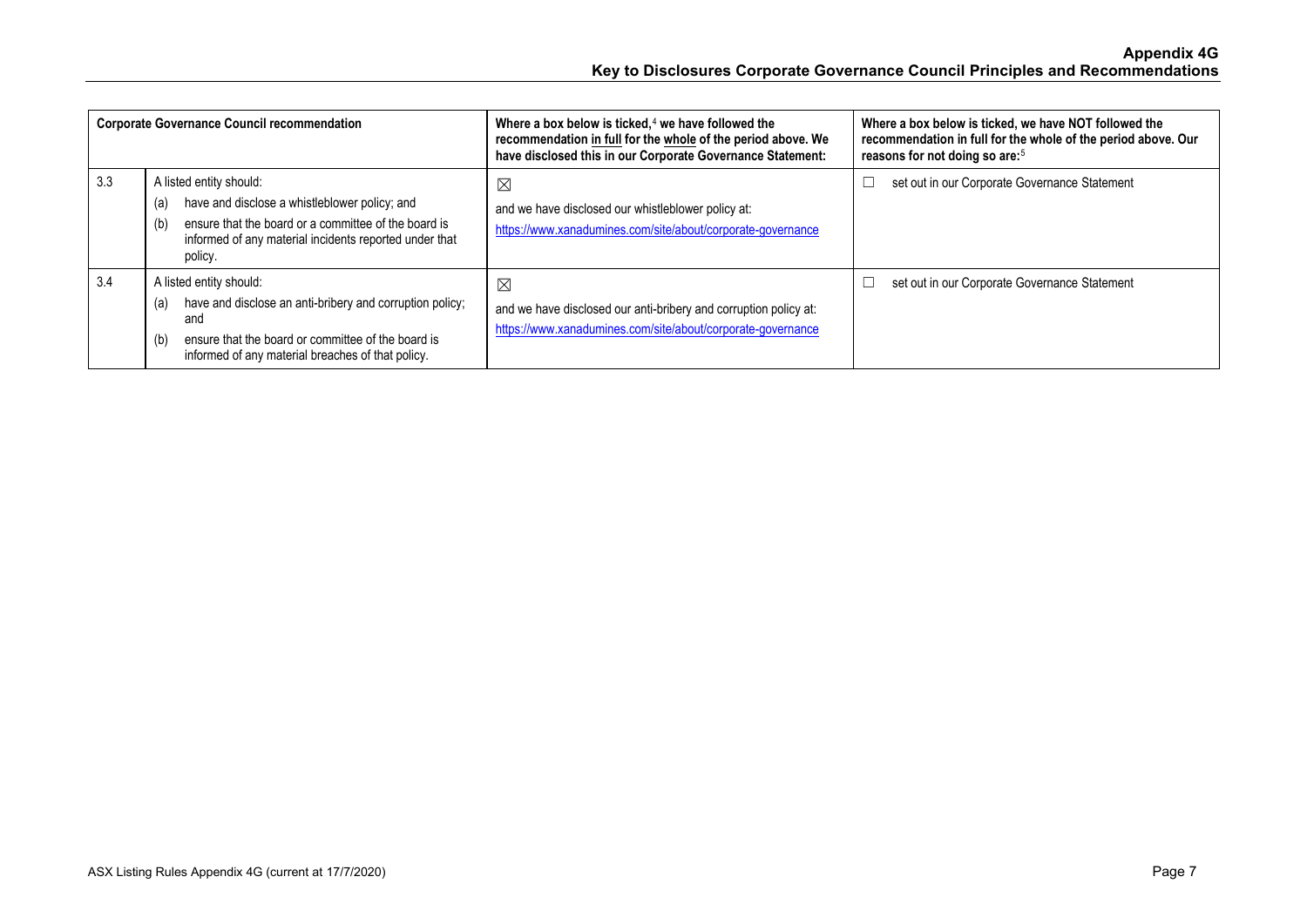| | Corporate Governance Council recommendation | Where a box below is ticked,[4] we have followed the recommendation in full for the whole of the period above. We have disclosed this in our Corporate Governance Statement: | Where a box below is ticked, we have NOT followed the recommendation in full for the whole of the period above. Our reasons for not doing so are:[5] |
|---|---|---|---|
| 3.3 | A listed entity should: (a) have and disclose a whistleblower policy; and (b) ensure that the board or a committee of the board is informed of any material incidents reported under that policy. | ☒ and we have disclosed our whistleblower policy at: https://www.xanadumines.com/site/about/corporate-governance | ☐ set out in our Corporate Governance Statement |
| 3.4 | A listed entity should: (a) have and disclose an anti-bribery and corruption policy; and (b) ensure that the board or committee of the board is informed of any material breaches of that policy. | ☒ and we have disclosed our anti-bribery and corruption policy at: https://www.xanadumines.com/site/about/corporate-governance | ☐ set out in our Corporate Governance Statement |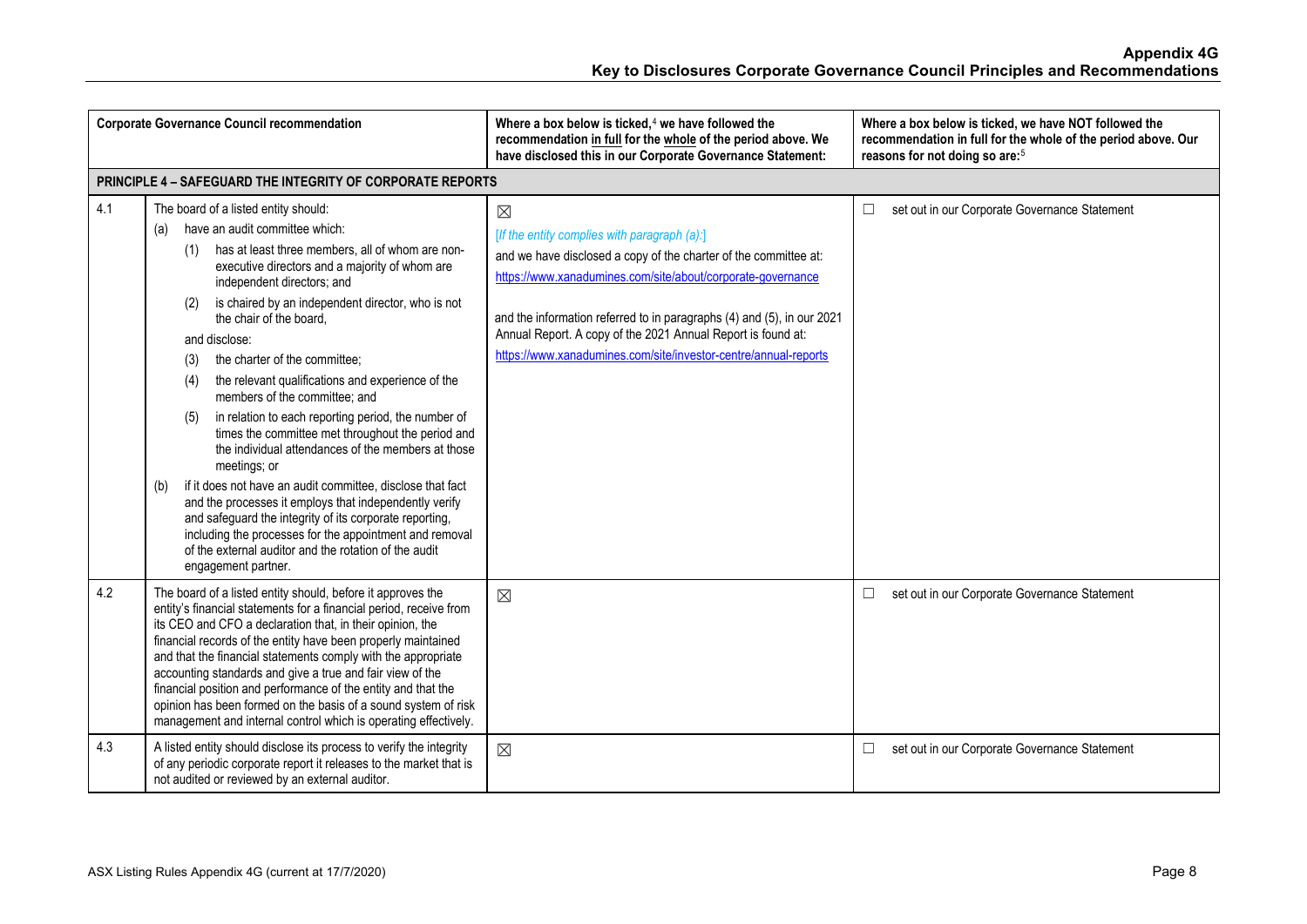| Corporate Governance Council recommendation | | Where a box below is ticked,[4] we have followed the recommendation <u>in full</u> for the <u>whole</u> of the period above. We have disclosed this in our Corporate Governance Statement: | Where a box below is ticked, we have NOT followed the recommendation in full for the whole of the period above. Our reasons for not doing so are:[5] |
|---|---|---|---|
| **PRINCIPLE 4 – SAFEGUARD THE INTEGRITY OF CORPORATE REPORTS** | | | |
| 4.1 | The board of a listed entity should:<br>(a) have an audit committee which:<br>(1) has at least three members, all of whom are non-executive directors and a majority of whom are independent directors; and<br>(2) is chaired by an independent director, who is not the chair of the board,<br>and disclose:<br>(3) the charter of the committee;<br>(4) the relevant qualifications and experience of the members of the committee; and<br>(5) in relation to each reporting period, the number of times the committee met throughout the period and the individual attendances of the members at those meetings; or<br>(b) if it does not have an audit committee, disclose that fact and the processes it employs that independently verify and safeguard the integrity of its corporate reporting, including the processes for the appointment and removal of the external auditor and the rotation of the audit engagement partner. | ☒<br>*[If the entity complies with paragraph (a):]*<br>and we have disclosed a copy of the charter of the committee at:<br>https://www.xanadumines.com/site/about/corporate-governance<br><br>and the information referred to in paragraphs (4) and (5), in our 2021 Annual Report. A copy of the 2021 Annual Report is found at:<br>https://www.xanadumines.com/site/investor-centre/annual-reports | ☐ set out in our Corporate Governance Statement |
| 4.2 | The board of a listed entity should, before it approves the entity's financial statements for a financial period, receive from its CEO and CFO a declaration that, in their opinion, the financial records of the entity have been properly maintained and that the financial statements comply with the appropriate accounting standards and give a true and fair view of the financial position and performance of the entity and that the opinion has been formed on the basis of a sound system of risk management and internal control which is operating effectively. | ☒ | ☐ set out in our Corporate Governance Statement |
| 4.3 | A listed entity should disclose its process to verify the integrity of any periodic corporate report it releases to the market that is not audited or reviewed by an external auditor. | ☒ | ☐ set out in our Corporate Governance Statement |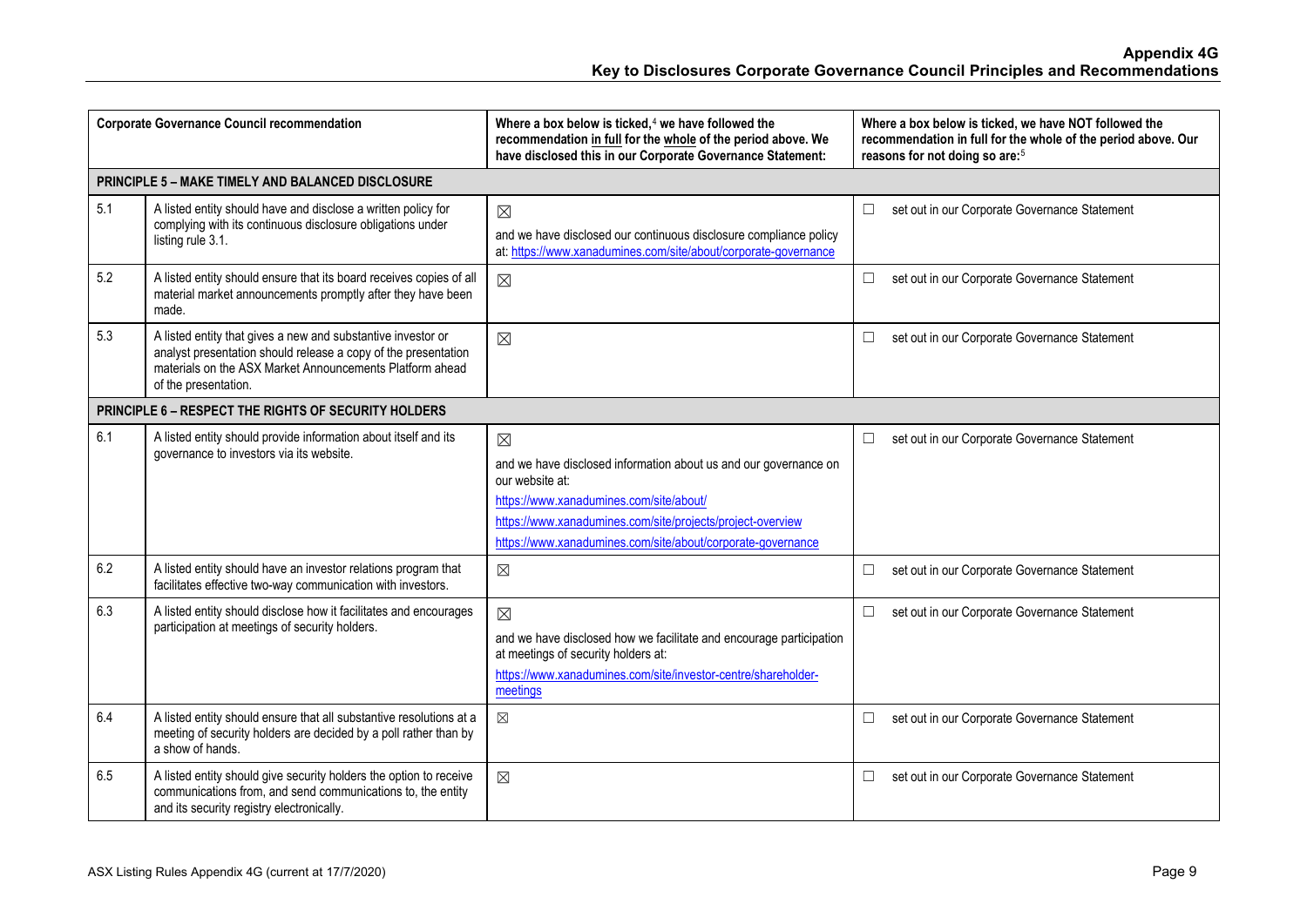## Appendix 4G
## Key to Disclosures Corporate Governance Council Principles and Recommendations

| Corporate Governance Council recommendation | | Where a box below is ticked,[4] we have followed the recommendation in full for the whole of the period above. We have disclosed this in our Corporate Governance Statement: | Where a box below is ticked, we have NOT followed the recommendation in full for the whole of the period above. Our reasons for not doing so are:[5] |
|---|---|---|---|
| **PRINCIPLE 5 – MAKE TIMELY AND BALANCED DISCLOSURE** | | | |
| 5.1 | A listed entity should have and disclose a written policy for complying with its continuous disclosure obligations under listing rule 3.1. | ☒ and we have disclosed our continuous disclosure compliance policy at: https://www.xanadumines.com/site/about/corporate-governance | ☐ set out in our Corporate Governance Statement |
| 5.2 | A listed entity should ensure that its board receives copies of all material market announcements promptly after they have been made. | ☒ | ☐ set out in our Corporate Governance Statement |
| 5.3 | A listed entity that gives a new and substantive investor or analyst presentation should release a copy of the presentation materials on the ASX Market Announcements Platform ahead of the presentation. | ☒ | ☐ set out in our Corporate Governance Statement |
| **PRINCIPLE 6 – RESPECT THE RIGHTS OF SECURITY HOLDERS** | | | |
| 6.1 | A listed entity should provide information about itself and its governance to investors via its website. | ☒ and we have disclosed information about us and our governance on our website at: https://www.xanadumines.com/site/about/ https://www.xanadumines.com/site/projects/project-overview https://www.xanadumines.com/site/about/corporate-governance | ☐ set out in our Corporate Governance Statement |
| 6.2 | A listed entity should have an investor relations program that facilitates effective two-way communication with investors. | ☒ | ☐ set out in our Corporate Governance Statement |
| 6.3 | A listed entity should disclose how it facilitates and encourages participation at meetings of security holders. | ☒ and we have disclosed how we facilitate and encourage participation at meetings of security holders at: https://www.xanadumines.com/site/investor-centre/shareholder-meetings | ☐ set out in our Corporate Governance Statement |
| 6.4 | A listed entity should ensure that all substantive resolutions at a meeting of security holders are decided by a poll rather than by a show of hands. | ☒ | ☐ set out in our Corporate Governance Statement |
| 6.5 | A listed entity should give security holders the option to receive communications from, and send communications to, the entity and its security registry electronically. | ☒ | ☐ set out in our Corporate Governance Statement |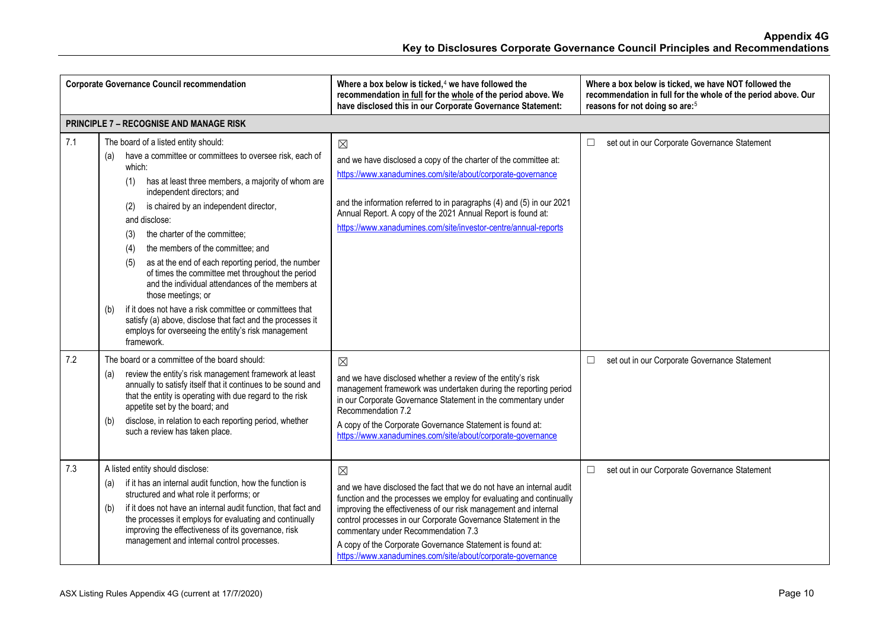| Corporate Governance Council recommendation | | Where a box below is ticked,[4] we have followed the recommendation in full for the whole of the period above. We have disclosed this in our Corporate Governance Statement: | Where a box below is ticked, we have NOT followed the recommendation in full for the whole of the period above. Our reasons for not doing so are:[5] |
|---|---|---|---|
| **PRINCIPLE 7 – RECOGNISE AND MANAGE RISK** | | | |
| 7.1 | The board of a listed entity should:<br>(a) have a committee or committees to oversee risk, each of which:<br>(1) has at least three members, a majority of whom are independent directors; and<br>(2) is chaired by an independent director,<br>and disclose:<br>(3) the charter of the committee;<br>(4) the members of the committee; and<br>(5) as at the end of each reporting period, the number of times the committee met throughout the period and the individual attendances of the members at those meetings; or<br>(b) if it does not have a risk committee or committees that satisfy (a) above, disclose that fact and the processes it employs for overseeing the entity's risk management framework. | ☒<br>and we have disclosed a copy of the charter of the committee at:<br>https://www.xanadumines.com/site/about/corporate-governance<br><br>and the information referred to in paragraphs (4) and (5) in our 2021 Annual Report. A copy of the 2021 Annual Report is found at:<br>https://www.xanadumines.com/site/investor-centre/annual-reports | ☐ set out in our Corporate Governance Statement |
| 7.2 | The board or a committee of the board should:<br>(a) review the entity's risk management framework at least annually to satisfy itself that it continues to be sound and that the entity is operating with due regard to the risk appetite set by the board; and<br>(b) disclose, in relation to each reporting period, whether such a review has taken place. | ☒<br>and we have disclosed whether a review of the entity's risk management framework was undertaken during the reporting period in our Corporate Governance Statement in the commentary under Recommendation 7.2<br>A copy of the Corporate Governance Statement is found at:<br>https://www.xanadumines.com/site/about/corporate-governance | ☐ set out in our Corporate Governance Statement |
| 7.3 | A listed entity should disclose:<br>(a) if it has an internal audit function, how the function is structured and what role it performs; or<br>(b) if it does not have an internal audit function, that fact and the processes it employs for evaluating and continually improving the effectiveness of its governance, risk management and internal control processes. | ☒<br>and we have disclosed the fact that we do not have an internal audit function and the processes we employ for evaluating and continually improving the effectiveness of our risk management and internal control processes in our Corporate Governance Statement in the commentary under Recommendation 7.3<br>A copy of the Corporate Governance Statement is found at:<br>https://www.xanadumines.com/site/about/corporate-governance | ☐ set out in our Corporate Governance Statement |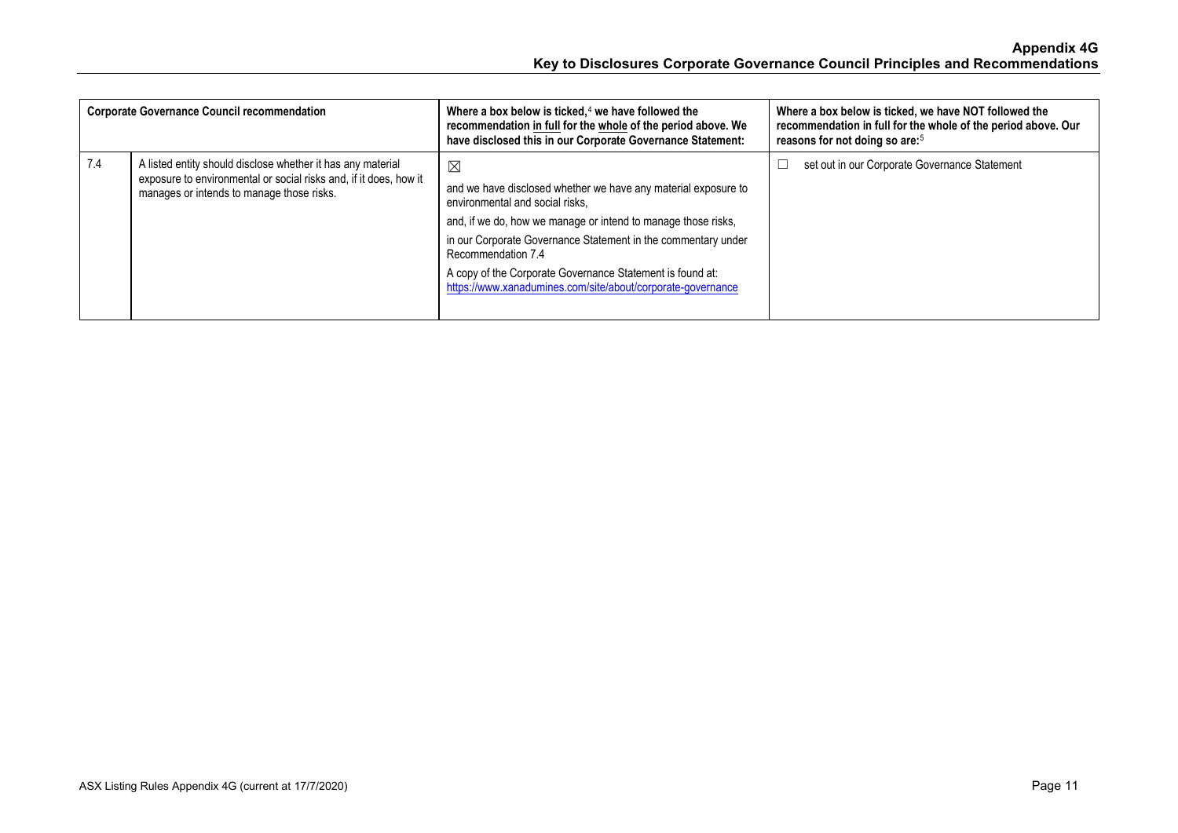| Corporate Governance Council recommendation | | Where a box below is ticked,[4] we have followed the recommendation in full for the whole of the period above. We have disclosed this in our Corporate Governance Statement: | Where a box below is ticked, we have NOT followed the recommendation in full for the whole of the period above. Our reasons for not doing so are:[5] |
|---|---|---|---|
| 7.4 | A listed entity should disclose whether it has any material exposure to environmental or social risks and, if it does, how it manages or intends to manage those risks. | ☒ and we have disclosed whether we have any material exposure to environmental and social risks, and, if we do, how we manage or intend to manage those risks, in our Corporate Governance Statement in the commentary under Recommendation 7.4 A copy of the Corporate Governance Statement is found at: https://www.xanadumines.com/site/about/corporate-governance | ☐ set out in our Corporate Governance Statement |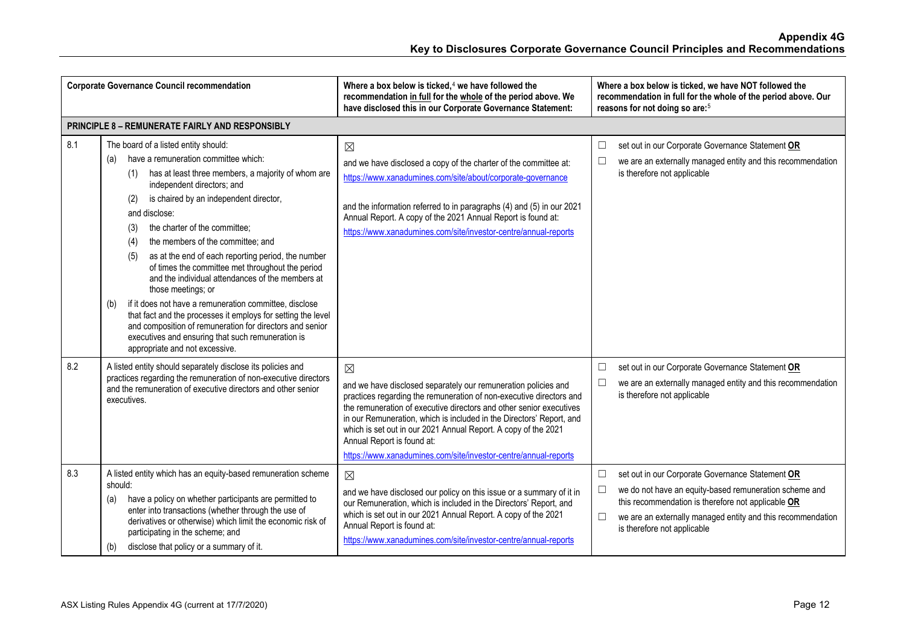| Corporate Governance Council recommendation | | Where a box below is ticked,[4] we have followed the recommendation in full for the whole of the period above. We have disclosed this in our Corporate Governance Statement: | Where a box below is ticked, we have NOT followed the recommendation in full for the whole of the period above. Our reasons for not doing so are:[5] |
|---|---|---|---|
| **PRINCIPLE 8 – REMUNERATE FAIRLY AND RESPONSIBLY** | | | |
| 8.1 | The board of a listed entity should:<br>(a) have a remuneration committee which:<br>(1) has at least three members, a majority of whom are independent directors; and<br>(2) is chaired by an independent director,<br>and disclose:<br>(3) the charter of the committee;<br>(4) the members of the committee; and<br>(5) as at the end of each reporting period, the number of times the committee met throughout the period and the individual attendances of the members at those meetings; or<br>(b) if it does not have a remuneration committee, disclose that fact and the processes it employs for setting the level and composition of remuneration for directors and senior executives and ensuring that such remuneration is appropriate and not excessive. | ☒<br>and we have disclosed a copy of the charter of the committee at:<br>https://www.xanadumines.com/site/about/corporate-governance<br><br>and the information referred to in paragraphs (4) and (5) in our 2021 Annual Report. A copy of the 2021 Annual Report is found at:<br>https://www.xanadumines.com/site/investor-centre/annual-reports | ☐ set out in our Corporate Governance Statement **OR**<br>☐ we are an externally managed entity and this recommendation is therefore not applicable |
| 8.2 | A listed entity should separately disclose its policies and practices regarding the remuneration of non-executive directors and the remuneration of executive directors and other senior executives. | ☒<br>and we have disclosed separately our remuneration policies and practices regarding the remuneration of non-executive directors and the remuneration of executive directors and other senior executives in our Remuneration, which is included in the Directors' Report, and which is set out in our 2021 Annual Report. A copy of the 2021 Annual Report is found at:<br>https://www.xanadumines.com/site/investor-centre/annual-reports | ☐ set out in our Corporate Governance Statement **OR**<br>☐ we are an externally managed entity and this recommendation is therefore not applicable |
| 8.3 | A listed entity which has an equity-based remuneration scheme should:<br>(a) have a policy on whether participants are permitted to enter into transactions (whether through the use of derivatives or otherwise) which limit the economic risk of participating in the scheme; and<br>(b) disclose that policy or a summary of it. | ☒<br>and we have disclosed our policy on this issue or a summary of it in our Remuneration, which is included in the Directors' Report, and which is set out in our 2021 Annual Report. A copy of the 2021 Annual Report is found at:<br>https://www.xanadumines.com/site/investor-centre/annual-reports | ☐ set out in our Corporate Governance Statement **OR**<br>☐ we do not have an equity-based remuneration scheme and this recommendation is therefore not applicable **OR**<br>☐ we are an externally managed entity and this recommendation is therefore not applicable |